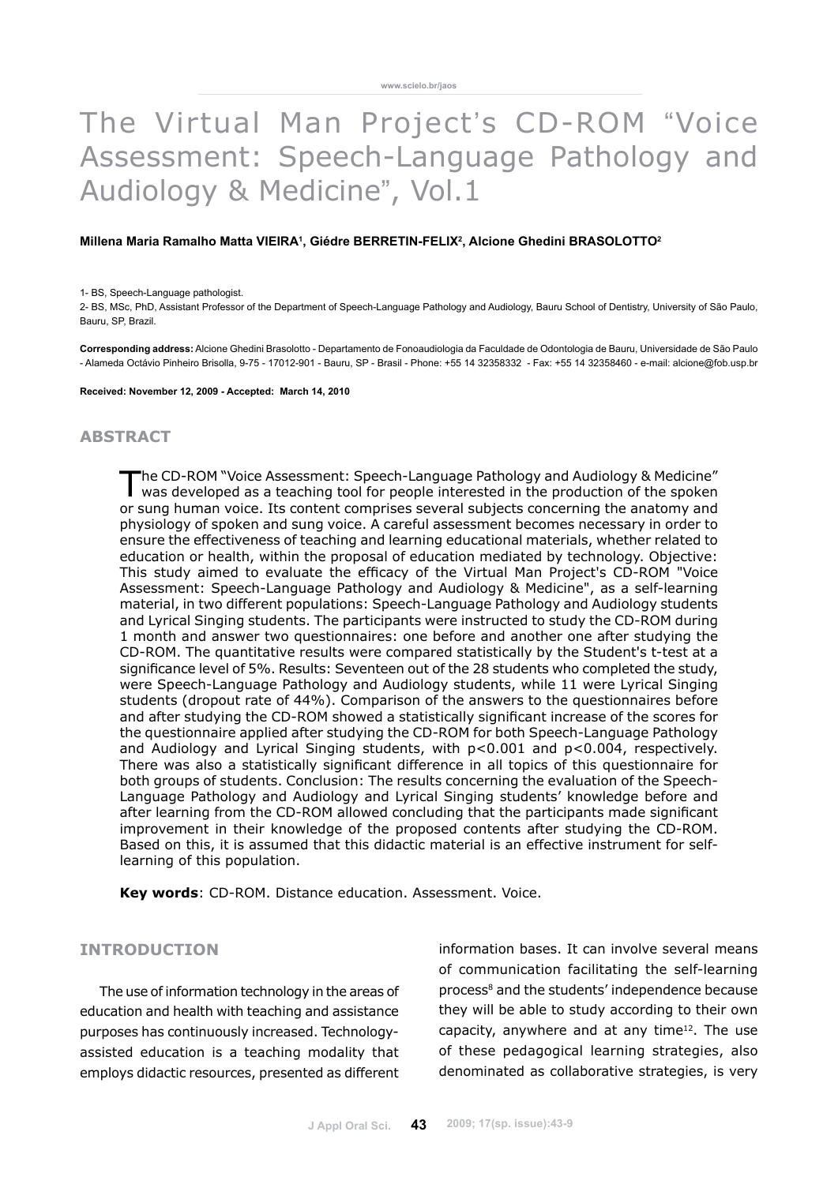# The Virtual Man Project's CD-ROM "Voice Assessment: Speech-Language Pathology and Audiology & Medicine", Vol.1

**Millena Maria Ramalho Matta VIEIRA[1], Giédre BERRETIN-FELIX[2], Alcione Ghedini BRASOLOTTO[2]**

1- BS, Speech-Language pathologist.

2- BS, MSc, PhD, Assistant Professor of the Department of Speech-Language Pathology and Audiology, Bauru School of Dentistry, University of São Paulo, Bauru, SP, Brazil.

**Corresponding address:** Alcione Ghedini Brasolotto - Departamento de Fonoaudiologia da Faculdade de Odontologia de Bauru, Universidade de São Paulo - Alameda Octávio Pinheiro Brisolla, 9-75 - 17012-901 - Bauru, SP - Brasil - Phone: +55 14 32358332 - Fax: +55 14 32358460 - e-mail: alcione@fob.usp.br

**Received: November 12, 2009 - Accepted: March 14, 2010**

## ABSTRACT

The CD-ROM "Voice Assessment: Speech-Language Pathology and Audiology & Medicine" was developed as a teaching tool for people interested in the production of the spoken or sung human voice. Its content comprises several subjects concerning the anatomy and physiology of spoken and sung voice. A careful assessment becomes necessary in order to ensure the effectiveness of teaching and learning educational materials, whether related to education or health, within the proposal of education mediated by technology. Objective: This study aimed to evaluate the efficacy of the Virtual Man Project's CD-ROM "Voice Assessment: Speech-Language Pathology and Audiology & Medicine", as a self-learning material, in two different populations: Speech-Language Pathology and Audiology students and Lyrical Singing students. The participants were instructed to study the CD-ROM during 1 month and answer two questionnaires: one before and another one after studying the CD-ROM. The quantitative results were compared statistically by the Student's t-test at a significance level of 5%. Results: Seventeen out of the 28 students who completed the study, were Speech-Language Pathology and Audiology students, while 11 were Lyrical Singing students (dropout rate of 44%). Comparison of the answers to the questionnaires before and after studying the CD-ROM showed a statistically significant increase of the scores for the questionnaire applied after studying the CD-ROM for both Speech-Language Pathology and Audiology and Lyrical Singing students, with $p<0.001$ and $p<0.004$, respectively. There was also a statistically significant difference in all topics of this questionnaire for both groups of students. Conclusion: The results concerning the evaluation of the Speech-Language Pathology and Audiology and Lyrical Singing students' knowledge before and after learning from the CD-ROM allowed concluding that the participants made significant improvement in their knowledge of the proposed contents after studying the CD-ROM. Based on this, it is assumed that this didactic material is an effective instrument for self-learning of this population.

**Key words**: CD-ROM. Distance education. Assessment. Voice.

## INTRODUCTION

The use of information technology in the areas of education and health with teaching and assistance purposes has continuously increased. Technology-assisted education is a teaching modality that employs didactic resources, presented as different information bases. It can involve several means of communication facilitating the self-learning process[8] and the students' independence because they will be able to study according to their own capacity, anywhere and at any time[12]. The use of these pedagogical learning strategies, also denominated as collaborative strategies, is very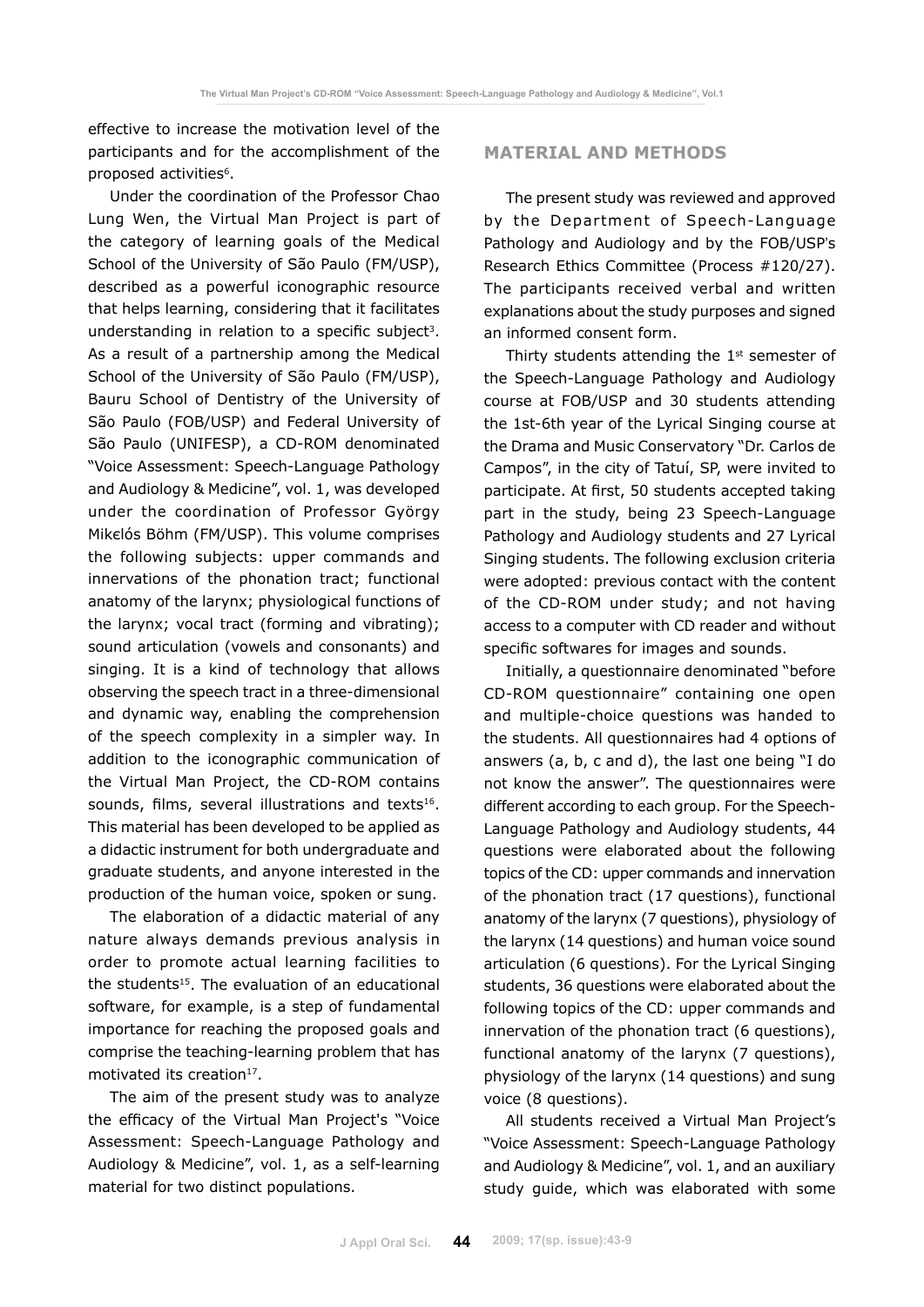effective to increase the motivation level of the participants and for the accomplishment of the proposed activities[6].

Under the coordination of the Professor Chao Lung Wen, the Virtual Man Project is part of the category of learning goals of the Medical School of the University of São Paulo (FM/USP), described as a powerful iconographic resource that helps learning, considering that it facilitates understanding in relation to a specific subject[3]. As a result of a partnership among the Medical School of the University of São Paulo (FM/USP), Bauru School of Dentistry of the University of São Paulo (FOB/USP) and Federal University of São Paulo (UNIFESP), a CD-ROM denominated "Voice Assessment: Speech-Language Pathology and Audiology & Medicine", vol. 1, was developed under the coordination of Professor György Mikelós Böhm (FM/USP). This volume comprises the following subjects: upper commands and innervations of the phonation tract; functional anatomy of the larynx; physiological functions of the larynx; vocal tract (forming and vibrating); sound articulation (vowels and consonants) and singing. It is a kind of technology that allows observing the speech tract in a three-dimensional and dynamic way, enabling the comprehension of the speech complexity in a simpler way. In addition to the iconographic communication of the Virtual Man Project, the CD-ROM contains sounds, films, several illustrations and texts[16]. This material has been developed to be applied as a didactic instrument for both undergraduate and graduate students, and anyone interested in the production of the human voice, spoken or sung.

The elaboration of a didactic material of any nature always demands previous analysis in order to promote actual learning facilities to the students[15]. The evaluation of an educational software, for example, is a step of fundamental importance for reaching the proposed goals and comprise the teaching-learning problem that has motivated its creation[17].

The aim of the present study was to analyze the efficacy of the Virtual Man Project's "Voice Assessment: Speech-Language Pathology and Audiology & Medicine", vol. 1, as a self-learning material for two distinct populations.

## MATERIAL AND METHODS

The present study was reviewed and approved by the Department of Speech-Language Pathology and Audiology and by the FOB/USP's Research Ethics Committee (Process #120/27). The participants received verbal and written explanations about the study purposes and signed an informed consent form.

Thirty students attending the 1st semester of the Speech-Language Pathology and Audiology course at FOB/USP and 30 students attending the 1st-6th year of the Lyrical Singing course at the Drama and Music Conservatory "Dr. Carlos de Campos", in the city of Tatuí, SP, were invited to participate. At first, 50 students accepted taking part in the study, being 23 Speech-Language Pathology and Audiology students and 27 Lyrical Singing students. The following exclusion criteria were adopted: previous contact with the content of the CD-ROM under study; and not having access to a computer with CD reader and without specific softwares for images and sounds.

Initially, a questionnaire denominated "before CD-ROM questionnaire" containing one open and multiple-choice questions was handed to the students. All questionnaires had 4 options of answers (a, b, c and d), the last one being "I do not know the answer". The questionnaires were different according to each group. For the Speech-Language Pathology and Audiology students, 44 questions were elaborated about the following topics of the CD: upper commands and innervation of the phonation tract (17 questions), functional anatomy of the larynx (7 questions), physiology of the larynx (14 questions) and human voice sound articulation (6 questions). For the Lyrical Singing students, 36 questions were elaborated about the following topics of the CD: upper commands and innervation of the phonation tract (6 questions), functional anatomy of the larynx (7 questions), physiology of the larynx (14 questions) and sung voice (8 questions).

All students received a Virtual Man Project's "Voice Assessment: Speech-Language Pathology and Audiology & Medicine", vol. 1, and an auxiliary study guide, which was elaborated with some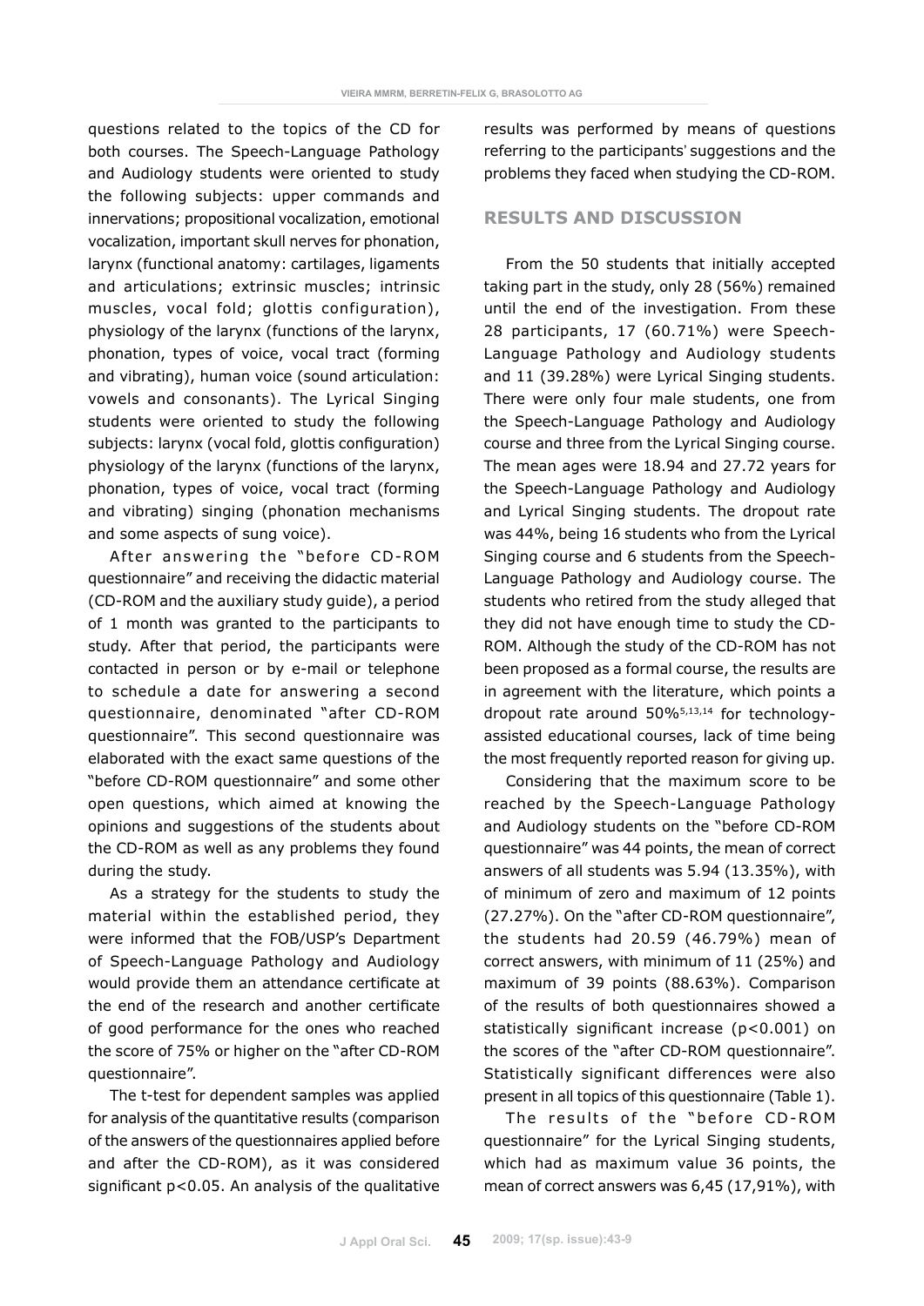questions related to the topics of the CD for both courses. The Speech-Language Pathology and Audiology students were oriented to study the following subjects: upper commands and innervations; propositional vocalization, emotional vocalization, important skull nerves for phonation, larynx (functional anatomy: cartilages, ligaments and articulations; extrinsic muscles; intrinsic muscles, vocal fold; glottis configuration), physiology of the larynx (functions of the larynx, phonation, types of voice, vocal tract (forming and vibrating), human voice (sound articulation: vowels and consonants). The Lyrical Singing students were oriented to study the following subjects: larynx (vocal fold, glottis configuration) physiology of the larynx (functions of the larynx, phonation, types of voice, vocal tract (forming and vibrating) singing (phonation mechanisms and some aspects of sung voice).

After answering the "before CD-ROM questionnaire" and receiving the didactic material (CD-ROM and the auxiliary study guide), a period of 1 month was granted to the participants to study. After that period, the participants were contacted in person or by e-mail or telephone to schedule a date for answering a second questionnaire, denominated "after CD-ROM questionnaire". This second questionnaire was elaborated with the exact same questions of the "before CD-ROM questionnaire" and some other open questions, which aimed at knowing the opinions and suggestions of the students about the CD-ROM as well as any problems they found during the study.

As a strategy for the students to study the material within the established period, they were informed that the FOB/USP's Department of Speech-Language Pathology and Audiology would provide them an attendance certificate at the end of the research and another certificate of good performance for the ones who reached the score of 75% or higher on the "after CD-ROM questionnaire".

The t-test for dependent samples was applied for analysis of the quantitative results (comparison of the answers of the questionnaires applied before and after the CD-ROM), as it was considered significant $p<0.05$. An analysis of the qualitative results was performed by means of questions referring to the participants' suggestions and the problems they faced when studying the CD-ROM.

## RESULTS AND DISCUSSION

From the 50 students that initially accepted taking part in the study, only 28 (56%) remained until the end of the investigation. From these 28 participants, 17 (60.71%) were Speech-Language Pathology and Audiology students and 11 (39.28%) were Lyrical Singing students. There were only four male students, one from the Speech-Language Pathology and Audiology course and three from the Lyrical Singing course. The mean ages were 18.94 and 27.72 years for the Speech-Language Pathology and Audiology and Lyrical Singing students. The dropout rate was 44%, being 16 students who from the Lyrical Singing course and 6 students from the Speech-Language Pathology and Audiology course. The students who retired from the study alleged that they did not have enough time to study the CD-ROM. Although the study of the CD-ROM has not been proposed as a formal course, the results are in agreement with the literature, which points a dropout rate around 50%[5,13,14] for technology-assisted educational courses, lack of time being the most frequently reported reason for giving up.

Considering that the maximum score to be reached by the Speech-Language Pathology and Audiology students on the "before CD-ROM questionnaire" was 44 points, the mean of correct answers of all students was 5.94 (13.35%), with of minimum of zero and maximum of 12 points (27.27%). On the "after CD-ROM questionnaire", the students had 20.59 (46.79%) mean of correct answers, with minimum of 11 (25%) and maximum of 39 points (88.63%). Comparison of the results of both questionnaires showed a statistically significant increase ($p<0.001$) on the scores of the "after CD-ROM questionnaire". Statistically significant differences were also present in all topics of this questionnaire (Table 1).

The results of the "before CD-ROM questionnaire" for the Lyrical Singing students, which had as maximum value 36 points, the mean of correct answers was 6,45 (17,91%), with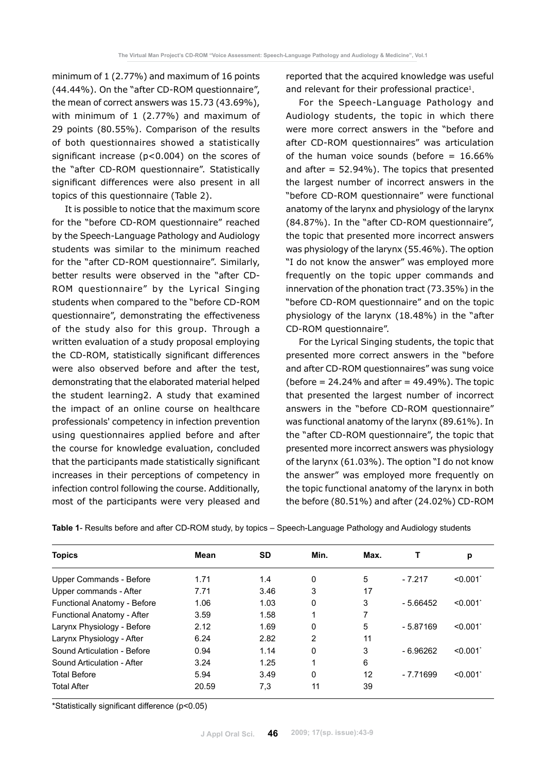minimum of 1 (2.77%) and maximum of 16 points (44.44%). On the "after CD-ROM questionnaire", the mean of correct answers was 15.73 (43.69%), with minimum of 1 (2.77%) and maximum of 29 points (80.55%). Comparison of the results of both questionnaires showed a statistically significant increase ($p<0.004$) on the scores of the "after CD-ROM questionnaire". Statistically significant differences were also present in all topics of this questionnaire (Table 2).

It is possible to notice that the maximum score for the "before CD-ROM questionnaire" reached by the Speech-Language Pathology and Audiology students was similar to the minimum reached for the "after CD-ROM questionnaire". Similarly, better results were observed in the "after CD-ROM questionnaire" by the Lyrical Singing students when compared to the "before CD-ROM questionnaire", demonstrating the effectiveness of the study also for this group. Through a written evaluation of a study proposal employing the CD-ROM, statistically significant differences were also observed before and after the test, demonstrating that the elaborated material helped the student learning2. A study that examined the impact of an online course on healthcare professionals' competency in infection prevention using questionnaires applied before and after the course for knowledge evaluation, concluded that the participants made statistically significant increases in their perceptions of competency in infection control following the course. Additionally, most of the participants were very pleased and reported that the acquired knowledge was useful and relevant for their professional practice[1].

For the Speech-Language Pathology and Audiology students, the topic in which there were more correct answers in the "before and after CD-ROM questionnaires" was articulation of the human voice sounds (before = 16.66% and after = 52.94%). The topics that presented the largest number of incorrect answers in the "before CD-ROM questionnaire" were functional anatomy of the larynx and physiology of the larynx (84.87%). In the "after CD-ROM questionnaire", the topic that presented more incorrect answers was physiology of the larynx (55.46%). The option "I do not know the answer" was employed more frequently on the topic upper commands and innervation of the phonation tract (73.35%) in the "before CD-ROM questionnaire" and on the topic physiology of the larynx (18.48%) in the "after CD-ROM questionnaire".

For the Lyrical Singing students, the topic that presented more correct answers in the "before and after CD-ROM questionnaires" was sung voice (before = 24.24% and after = 49.49%). The topic that presented the largest number of incorrect answers in the "before CD-ROM questionnaire" was functional anatomy of the larynx (89.61%). In the "after CD-ROM questionnaire", the topic that presented more incorrect answers was physiology of the larynx (61.03%). The option "I do not know the answer" was employed more frequently on the topic functional anatomy of the larynx in both the before (80.51%) and after (24.02%) CD-ROM

**Table 1**- Results before and after CD-ROM study, by topics – Speech-Language Pathology and Audiology students

| Topics | Mean | SD | Min. | Max. | T | p |
|---|---|---|---|---|---|---|
| Upper Commands - Before | 1.71 | 1.4 | 0 | 5 | - 7.217 | <0.001* |
| Upper commands - After | 7.71 | 3.46 | 3 | 17 | | |
| Functional Anatomy - Before | 1.06 | 1.03 | 0 | 3 | - 5.66452 | <0.001* |
| Functional Anatomy - After | 3.59 | 1.58 | 1 | 7 | | |
| Larynx Physiology - Before | 2.12 | 1.69 | 0 | 5 | - 5.87169 | <0.001* |
| Larynx Physiology - After | 6.24 | 2.82 | 2 | 11 | | |
| Sound Articulation - Before | 0.94 | 1.14 | 0 | 3 | - 6.96262 | <0.001* |
| Sound Articulation - After | 3.24 | 1.25 | 1 | 6 | | |
| Total Before | 5.94 | 3.49 | 0 | 12 | - 7.71699 | <0.001* |
| Total After | 20.59 | 7,3 | 11 | 39 | | |

*Statistically significant difference ($p<0.05$)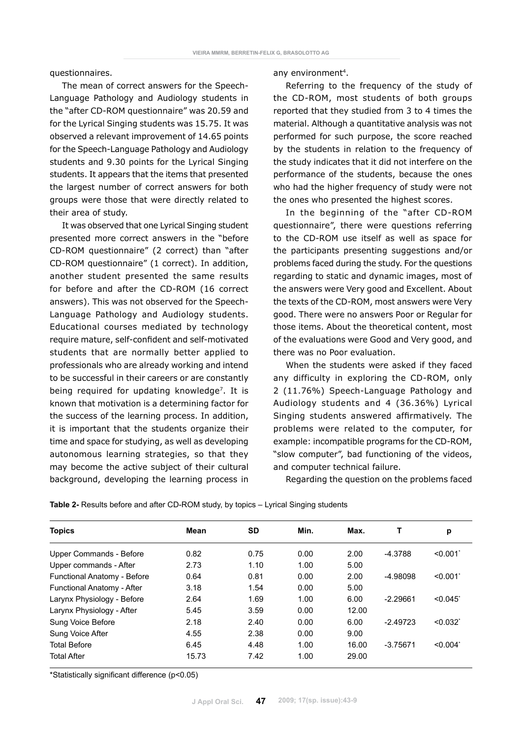questionnaires.

The mean of correct answers for the Speech-Language Pathology and Audiology students in the "after CD-ROM questionnaire" was 20.59 and for the Lyrical Singing students was 15.75. It was observed a relevant improvement of 14.65 points for the Speech-Language Pathology and Audiology students and 9.30 points for the Lyrical Singing students. It appears that the items that presented the largest number of correct answers for both groups were those that were directly related to their area of study.

It was observed that one Lyrical Singing student presented more correct answers in the "before CD-ROM questionnaire" (2 correct) than "after CD-ROM questionnaire" (1 correct). In addition, another student presented the same results for before and after the CD-ROM (16 correct answers). This was not observed for the Speech-Language Pathology and Audiology students. Educational courses mediated by technology require mature, self-confident and self-motivated students that are normally better applied to professionals who are already working and intend to be successful in their careers or are constantly being required for updating knowledge[7]. It is known that motivation is a determining factor for the success of the learning process. In addition, it is important that the students organize their time and space for studying, as well as developing autonomous learning strategies, so that they may become the active subject of their cultural background, developing the learning process in any environment[4].

Referring to the frequency of the study of the CD-ROM, most students of both groups reported that they studied from 3 to 4 times the material. Although a quantitative analysis was not performed for such purpose, the score reached by the students in relation to the frequency of the study indicates that it did not interfere on the performance of the students, because the ones who had the higher frequency of study were not the ones who presented the highest scores.

In the beginning of the "after CD-ROM questionnaire", there were questions referring to the CD-ROM use itself as well as space for the participants presenting suggestions and/or problems faced during the study. For the questions regarding to static and dynamic images, most of the answers were Very good and Excellent. About the texts of the CD-ROM, most answers were Very good. There were no answers Poor or Regular for those items. About the theoretical content, most of the evaluations were Good and Very good, and there was no Poor evaluation.

When the students were asked if they faced any difficulty in exploring the CD-ROM, only 2 (11.76%) Speech-Language Pathology and Audiology students and 4 (36.36%) Lyrical Singing students answered affirmatively. The problems were related to the computer, for example: incompatible programs for the CD-ROM, "slow computer", bad functioning of the videos, and computer technical failure.

Regarding the question on the problems faced

**Table 2-** Results before and after CD-ROM study, by topics – Lyrical Singing students

| Topics | Mean | SD | Min. | Max. | T | p |
|---|---|---|---|---|---|---|
| Upper Commands - Before | 0.82 | 0.75 | 0.00 | 2.00 | -4.3788 | <0.001* |
| Upper commands - After | 2.73 | 1.10 | 1.00 | 5.00 | | |
| Functional Anatomy - Before | 0.64 | 0.81 | 0.00 | 2.00 | -4.98098 | <0.001* |
| Functional Anatomy - After | 3.18 | 1.54 | 0.00 | 5.00 | | |
| Larynx Physiology - Before | 2.64 | 1.69 | 1.00 | 6.00 | -2.29661 | <0.045* |
| Larynx Physiology - After | 5.45 | 3.59 | 0.00 | 12.00 | | |
| Sung Voice Before | 2.18 | 2.40 | 0.00 | 6.00 | -2.49723 | <0.032* |
| Sung Voice After | 4.55 | 2.38 | 0.00 | 9.00 | | |
| Total Before | 6.45 | 4.48 | 1.00 | 16.00 | -3.75671 | <0.004* |
| Total After | 15.73 | 7.42 | 1.00 | 29.00 | | |

*Statistically significant difference (p<0.05)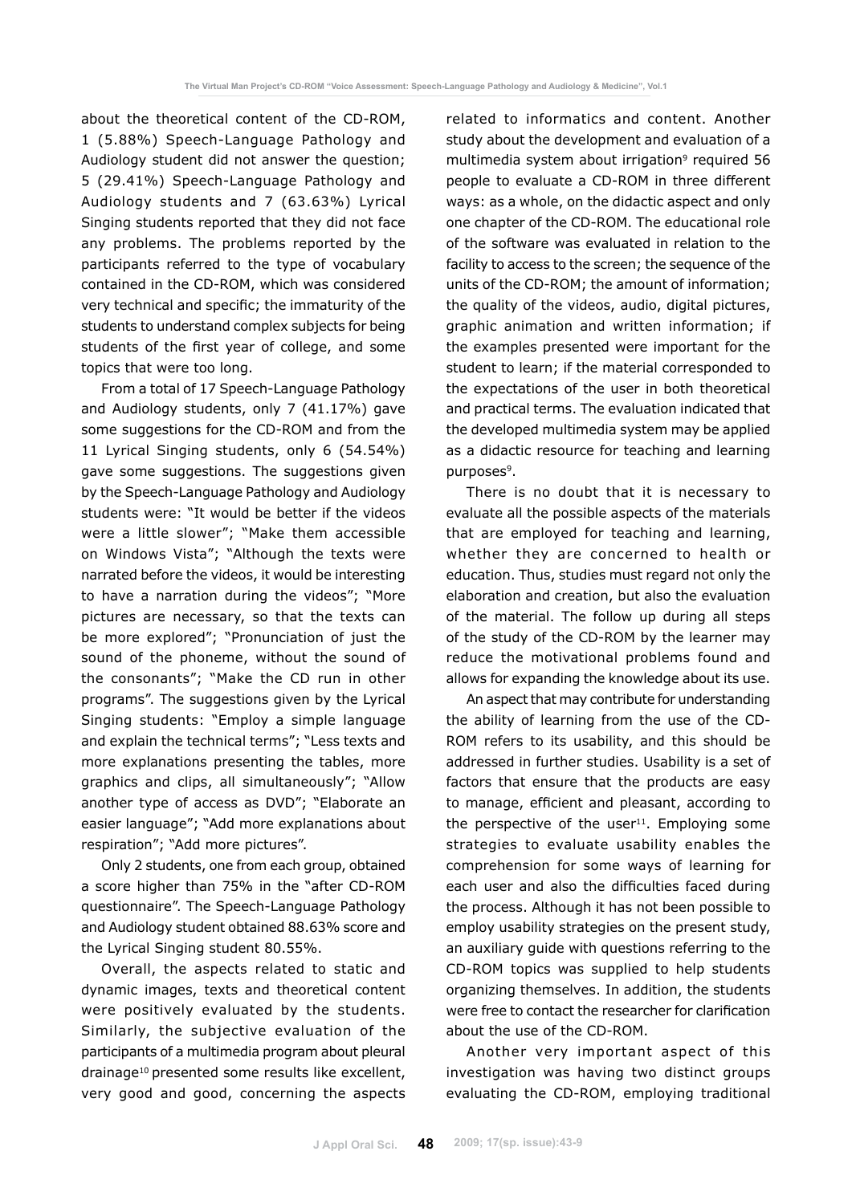about the theoretical content of the CD-ROM, 1 (5.88%) Speech-Language Pathology and Audiology student did not answer the question; 5 (29.41%) Speech-Language Pathology and Audiology students and 7 (63.63%) Lyrical Singing students reported that they did not face any problems. The problems reported by the participants referred to the type of vocabulary contained in the CD-ROM, which was considered very technical and specific; the immaturity of the students to understand complex subjects for being students of the first year of college, and some topics that were too long.

From a total of 17 Speech-Language Pathology and Audiology students, only 7 (41.17%) gave some suggestions for the CD-ROM and from the 11 Lyrical Singing students, only 6 (54.54%) gave some suggestions. The suggestions given by the Speech-Language Pathology and Audiology students were: "It would be better if the videos were a little slower"; "Make them accessible on Windows Vista"; "Although the texts were narrated before the videos, it would be interesting to have a narration during the videos"; "More pictures are necessary, so that the texts can be more explored"; "Pronunciation of just the sound of the phoneme, without the sound of the consonants"; "Make the CD run in other programs". The suggestions given by the Lyrical Singing students: "Employ a simple language and explain the technical terms"; "Less texts and more explanations presenting the tables, more graphics and clips, all simultaneously"; "Allow another type of access as DVD"; "Elaborate an easier language"; "Add more explanations about respiration"; "Add more pictures".

Only 2 students, one from each group, obtained a score higher than 75% in the "after CD-ROM questionnaire". The Speech-Language Pathology and Audiology student obtained 88.63% score and the Lyrical Singing student 80.55%.

Overall, the aspects related to static and dynamic images, texts and theoretical content were positively evaluated by the students. Similarly, the subjective evaluation of the participants of a multimedia program about pleural drainage[10] presented some results like excellent, very good and good, concerning the aspects related to informatics and content. Another study about the development and evaluation of a multimedia system about irrigation[9] required 56 people to evaluate a CD-ROM in three different ways: as a whole, on the didactic aspect and only one chapter of the CD-ROM. The educational role of the software was evaluated in relation to the facility to access to the screen; the sequence of the units of the CD-ROM; the amount of information; the quality of the videos, audio, digital pictures, graphic animation and written information; if the examples presented were important for the student to learn; if the material corresponded to the expectations of the user in both theoretical and practical terms. The evaluation indicated that the developed multimedia system may be applied as a didactic resource for teaching and learning purposes[9].

There is no doubt that it is necessary to evaluate all the possible aspects of the materials that are employed for teaching and learning, whether they are concerned to health or education. Thus, studies must regard not only the elaboration and creation, but also the evaluation of the material. The follow up during all steps of the study of the CD-ROM by the learner may reduce the motivational problems found and allows for expanding the knowledge about its use.

An aspect that may contribute for understanding the ability of learning from the use of the CD-ROM refers to its usability, and this should be addressed in further studies. Usability is a set of factors that ensure that the products are easy to manage, efficient and pleasant, according to the perspective of the user[11]. Employing some strategies to evaluate usability enables the comprehension for some ways of learning for each user and also the difficulties faced during the process. Although it has not been possible to employ usability strategies on the present study, an auxiliary guide with questions referring to the CD-ROM topics was supplied to help students organizing themselves. In addition, the students were free to contact the researcher for clarification about the use of the CD-ROM.

Another very important aspect of this investigation was having two distinct groups evaluating the CD-ROM, employing traditional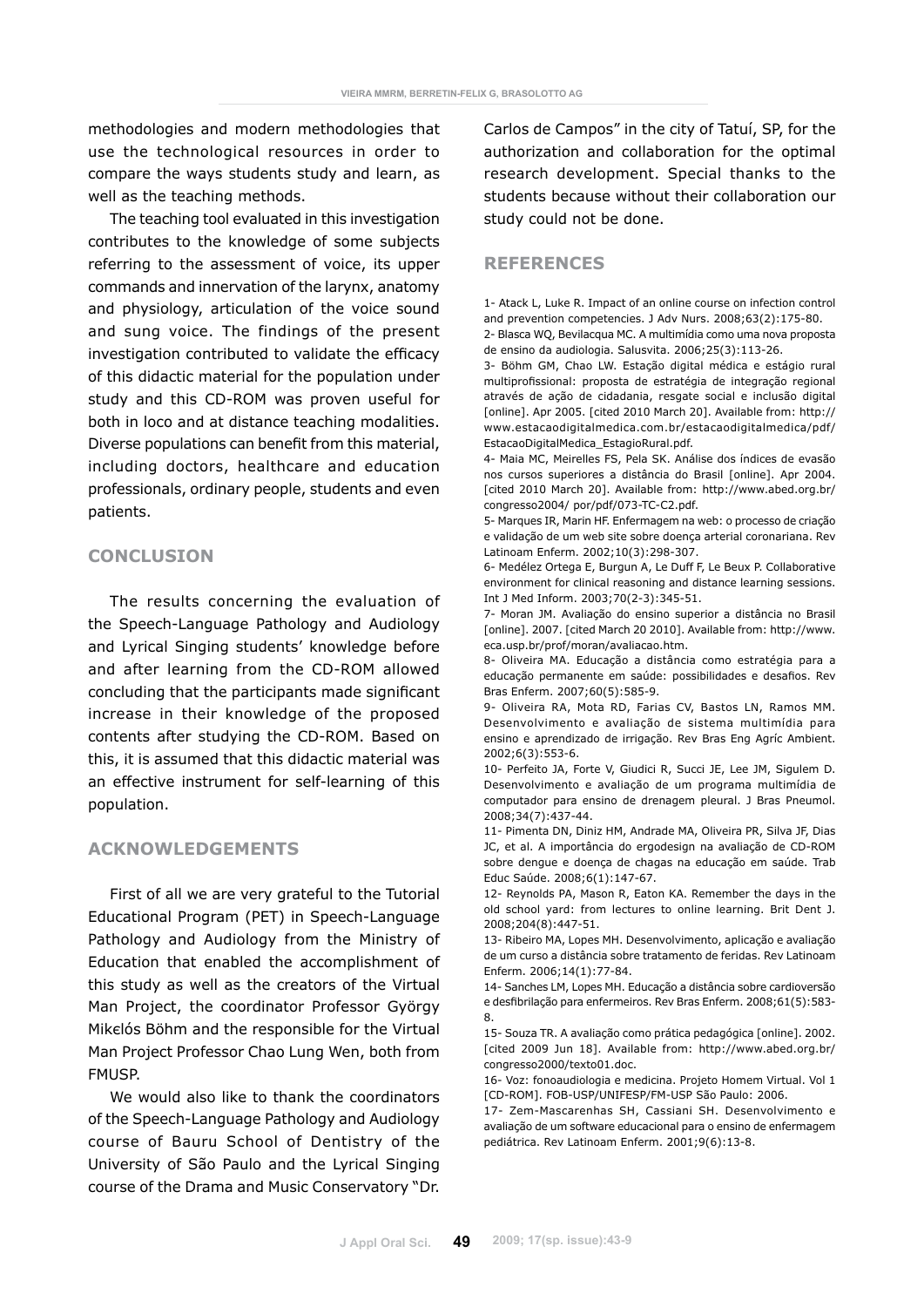methodologies and modern methodologies that use the technological resources in order to compare the ways students study and learn, as well as the teaching methods.

The teaching tool evaluated in this investigation contributes to the knowledge of some subjects referring to the assessment of voice, its upper commands and innervation of the larynx, anatomy and physiology, articulation of the voice sound and sung voice. The findings of the present investigation contributed to validate the efficacy of this didactic material for the population under study and this CD-ROM was proven useful for both in loco and at distance teaching modalities. Diverse populations can benefit from this material, including doctors, healthcare and education professionals, ordinary people, students and even patients.

## CONCLUSION

The results concerning the evaluation of the Speech-Language Pathology and Audiology and Lyrical Singing students' knowledge before and after learning from the CD-ROM allowed concluding that the participants made significant increase in their knowledge of the proposed contents after studying the CD-ROM. Based on this, it is assumed that this didactic material was an effective instrument for self-learning of this population.

## ACKNOWLEDGEMENTS

First of all we are very grateful to the Tutorial Educational Program (PET) in Speech-Language Pathology and Audiology from the Ministry of Education that enabled the accomplishment of this study as well as the creators of the Virtual Man Project, the coordinator Professor György Mikεlós Böhm and the responsible for the Virtual Man Project Professor Chao Lung Wen, both from FMUSP.

We would also like to thank the coordinators of the Speech-Language Pathology and Audiology course of Bauru School of Dentistry of the University of São Paulo and the Lyrical Singing course of the Drama and Music Conservatory "Dr. Carlos de Campos" in the city of Tatuí, SP, for the authorization and collaboration for the optimal research development. Special thanks to the students because without their collaboration our study could not be done.

## REFERENCES

1- Atack L, Luke R. Impact of an online course on infection control and prevention competencies. J Adv Nurs. 2008;63(2):175-80.

2- Blasca WQ, Bevilacqua MC. A multimídia como uma nova proposta de ensino da audiologia. Salusvita. 2006;25(3):113-26.

3- Böhm GM, Chao LW. Estação digital médica e estágio rural multiprofissional: proposta de estratégia de integração regional através de ação de cidadania, resgate social e inclusão digital [online]. Apr 2005. [cited 2010 March 20]. Available from: http://www.estacaodigitalmedica.com.br/estacaodigitalmedica/pdf/EstacaoDigitalMedica_EstagioRural.pdf.

4- Maia MC, Meirelles FS, Pela SK. Análise dos índices de evasão nos cursos superiores a distância do Brasil [online]. Apr 2004. [cited 2010 March 20]. Available from: http://www.abed.org.br/congresso2004/ por/pdf/073-TC-C2.pdf.

5- Marques IR, Marin HF. Enfermagem na web: o processo de criação e validação de um web site sobre doença arterial coronariana. Rev Latinoam Enferm. 2002;10(3):298-307.

6- Medélez Ortega E, Burgun A, Le Duff F, Le Beux P. Collaborative environment for clinical reasoning and distance learning sessions. Int J Med Inform. 2003;70(2-3):345-51.

7- Moran JM. Avaliação do ensino superior a distância no Brasil [online]. 2007. [cited March 20 2010]. Available from: http://www.eca.usp.br/prof/moran/avaliacao.htm.

8- Oliveira MA. Educação a distância como estratégia para a educação permanente em saúde: possibilidades e desafios. Rev Bras Enferm. 2007;60(5):585-9.

9- Oliveira RA, Mota RD, Farias CV, Bastos LN, Ramos MM. Desenvolvimento e avaliação de sistema multimídia para ensino e aprendizado de irrigação. Rev Bras Eng Agríc Ambient. 2002;6(3):553-6.

10- Perfeito JA, Forte V, Giudici R, Succi JE, Lee JM, Sigulem D. Desenvolvimento e avaliação de um programa multimídia de computador para ensino de drenagem pleural. J Bras Pneumol. 2008;34(7):437-44.

11- Pimenta DN, Diniz HM, Andrade MA, Oliveira PR, Silva JF, Dias JC, et al. A importância do ergodesign na avaliação de CD-ROM sobre dengue e doença de chagas na educação em saúde. Trab Educ Saúde. 2008;6(1):147-67.

12- Reynolds PA, Mason R, Eaton KA. Remember the days in the old school yard: from lectures to online learning. Brit Dent J. 2008;204(8):447-51.

13- Ribeiro MA, Lopes MH. Desenvolvimento, aplicação e avaliação de um curso a distância sobre tratamento de feridas. Rev Latinoam Enferm. 2006;14(1):77-84.

14- Sanches LM, Lopes MH. Educação a distância sobre cardioversão e desfibrilação para enfermeiros. Rev Bras Enferm. 2008;61(5):583-8.

15- Souza TR. A avaliação como prática pedagógica [online]. 2002. [cited 2009 Jun 18]. Available from: http://www.abed.org.br/congresso2000/texto01.doc.

16- Voz: fonoaudiologia e medicina. Projeto Homem Virtual. Vol 1 [CD-ROM]. FOB-USP/UNIFESP/FM-USP São Paulo: 2006.

17- Zem-Mascarenhas SH, Cassiani SH. Desenvolvimento e avaliação de um software educacional para o ensino de enfermagem pediátrica. Rev Latinoam Enferm. 2001;9(6):13-8.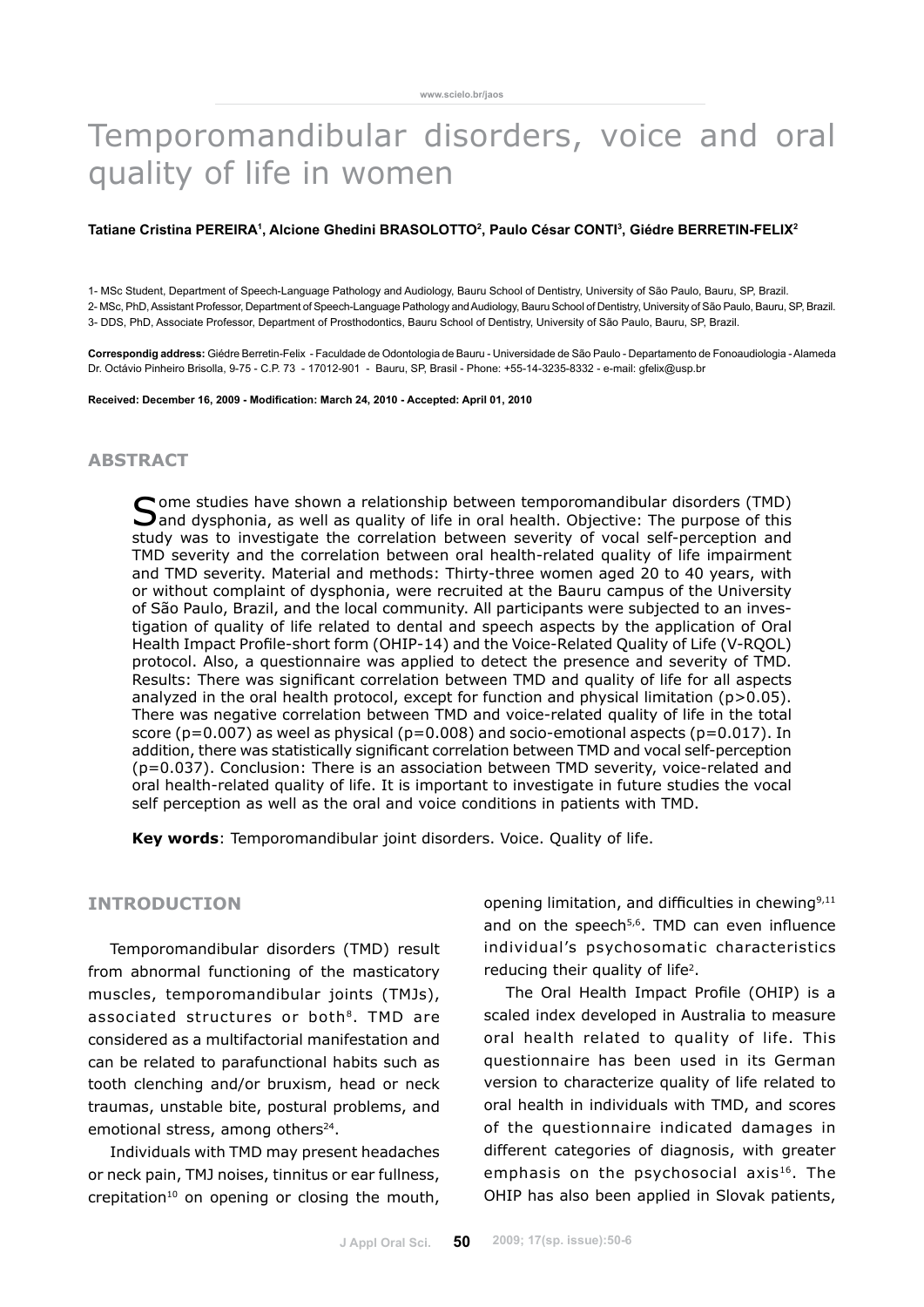# Temporomandibular disorders, voice and oral quality of life in women

**Tatiane Cristina PEREIRA[1], Alcione Ghedini BRASOLOTTO[2], Paulo César CONTI[3], Giédre BERRETIN-FELIX[2]**

1- MSc Student, Department of Speech-Language Pathology and Audiology, Bauru School of Dentistry, University of São Paulo, Bauru, SP, Brazil.
2- MSc, PhD, Assistant Professor, Department of Speech-Language Pathology and Audiology, Bauru School of Dentistry, University of São Paulo, Bauru, SP, Brazil.
3- DDS, PhD, Associate Professor, Department of Prosthodontics, Bauru School of Dentistry, University of São Paulo, Bauru, SP, Brazil.

**Correspondig address:** Giédre Berretin-Felix - Faculdade de Odontologia de Bauru - Universidade de São Paulo - Departamento de Fonoaudiologia - Alameda Dr. Octávio Pinheiro Brisolla, 9-75 - C.P. 73 - 17012-901 - Bauru, SP, Brasil - Phone: +55-14-3235-8332 - e-mail: gfelix@usp.br

**Received: December 16, 2009 - Modification: March 24, 2010 - Accepted: April 01, 2010**

## ABSTRACT

Some studies have shown a relationship between temporomandibular disorders (TMD) and dysphonia, as well as quality of life in oral health. Objective: The purpose of this study was to investigate the correlation between severity of vocal self-perception and TMD severity and the correlation between oral health-related quality of life impairment and TMD severity. Material and methods: Thirty-three women aged 20 to 40 years, with or without complaint of dysphonia, were recruited at the Bauru campus of the University of São Paulo, Brazil, and the local community. All participants were subjected to an investigation of quality of life related to dental and speech aspects by the application of Oral Health Impact Profile-short form (OHIP-14) and the Voice-Related Quality of Life (V-RQOL) protocol. Also, a questionnaire was applied to detect the presence and severity of TMD. Results: There was significant correlation between TMD and quality of life for all aspects analyzed in the oral health protocol, except for function and physical limitation ($p>0.05$). There was negative correlation between TMD and voice-related quality of life in the total score ($p=0.007$) as weel as physical ($p=0.008$) and socio-emotional aspects ($p=0.017$). In addition, there was statistically significant correlation between TMD and vocal self-perception ($p=0.037$). Conclusion: There is an association between TMD severity, voice-related and oral health-related quality of life. It is important to investigate in future studies the vocal self perception as well as the oral and voice conditions in patients with TMD.

**Key words**: Temporomandibular joint disorders. Voice. Quality of life.

## INTRODUCTION

Temporomandibular disorders (TMD) result from abnormal functioning of the masticatory muscles, temporomandibular joints (TMJs), associated structures or both[8]. TMD are considered as a multifactorial manifestation and can be related to parafunctional habits such as tooth clenching and/or bruxism, head or neck traumas, unstable bite, postural problems, and emotional stress, among others[24].

Individuals with TMD may present headaches or neck pain, TMJ noises, tinnitus or ear fullness, crepitation[10] on opening or closing the mouth, opening limitation, and difficulties in chewing[9,11] and on the speech[5,6]. TMD can even influence individual's psychosomatic characteristics reducing their quality of life[2].

The Oral Health Impact Profile (OHIP) is a scaled index developed in Australia to measure oral health related to quality of life. This questionnaire has been used in its German version to characterize quality of life related to oral health in individuals with TMD, and scores of the questionnaire indicated damages in different categories of diagnosis, with greater emphasis on the psychosocial axis[16]. The OHIP has also been applied in Slovak patients,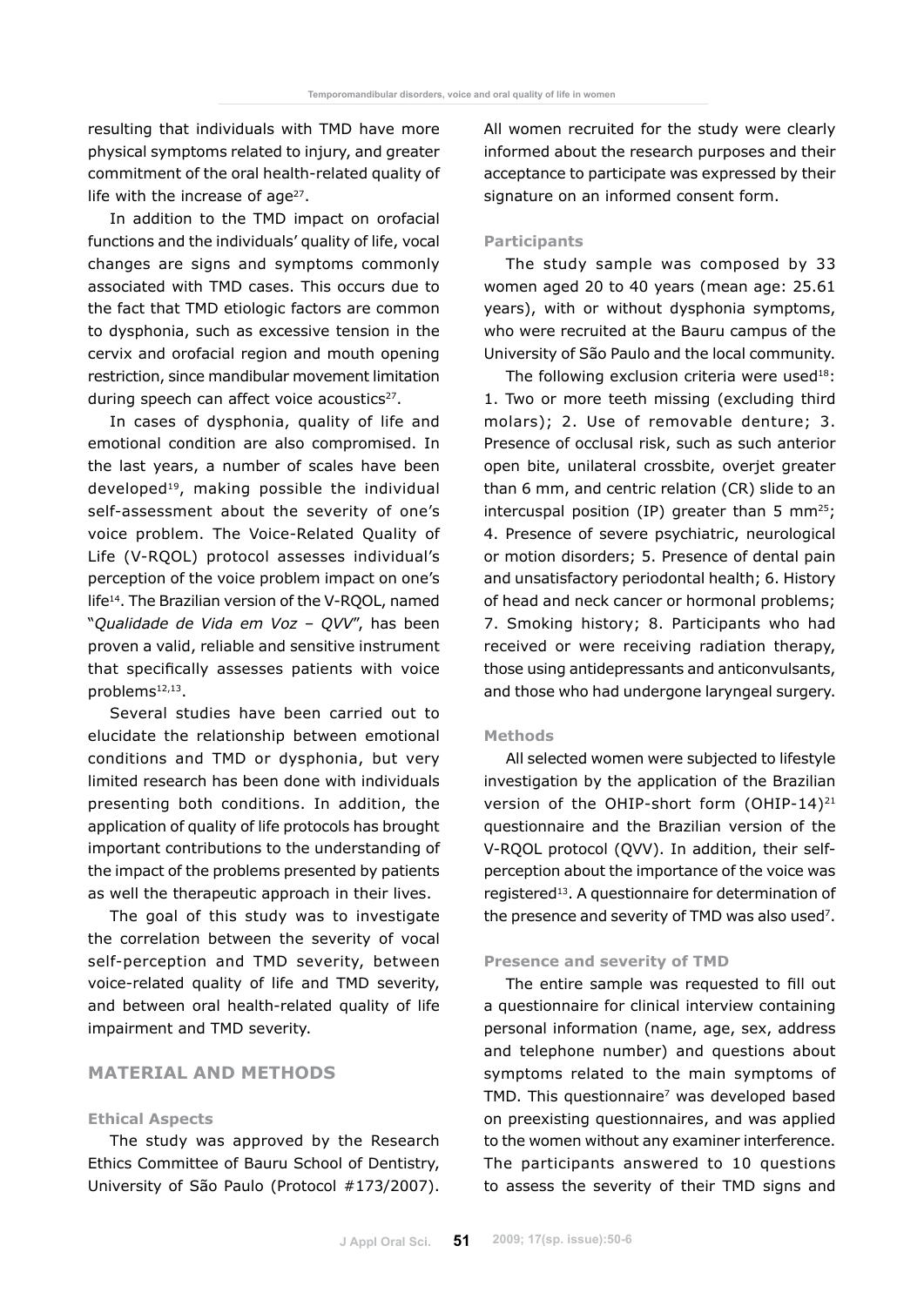resulting that individuals with TMD have more physical symptoms related to injury, and greater commitment of the oral health-related quality of life with the increase of age[27].

In addition to the TMD impact on orofacial functions and the individuals' quality of life, vocal changes are signs and symptoms commonly associated with TMD cases. This occurs due to the fact that TMD etiologic factors are common to dysphonia, such as excessive tension in the cervix and orofacial region and mouth opening restriction, since mandibular movement limitation during speech can affect voice acoustics[27].

In cases of dysphonia, quality of life and emotional condition are also compromised. In the last years, a number of scales have been developed[19], making possible the individual self-assessment about the severity of one's voice problem. The Voice-Related Quality of Life (V-RQOL) protocol assesses individual's perception of the voice problem impact on one's life[14]. The Brazilian version of the V-RQOL, named "*Qualidade de Vida em Voz – QVV*", has been proven a valid, reliable and sensitive instrument that specifically assesses patients with voice problems[12,13].

Several studies have been carried out to elucidate the relationship between emotional conditions and TMD or dysphonia, but very limited research has been done with individuals presenting both conditions. In addition, the application of quality of life protocols has brought important contributions to the understanding of the impact of the problems presented by patients as well the therapeutic approach in their lives.

The goal of this study was to investigate the correlation between the severity of vocal self-perception and TMD severity, between voice-related quality of life and TMD severity, and between oral health-related quality of life impairment and TMD severity.

## MATERIAL AND METHODS

### Ethical Aspects

The study was approved by the Research Ethics Committee of Bauru School of Dentistry, University of São Paulo (Protocol #173/2007). All women recruited for the study were clearly informed about the research purposes and their acceptance to participate was expressed by their signature on an informed consent form.

### Participants

The study sample was composed by 33 women aged 20 to 40 years (mean age: 25.61 years), with or without dysphonia symptoms, who were recruited at the Bauru campus of the University of São Paulo and the local community.

The following exclusion criteria were used[18]: 1. Two or more teeth missing (excluding third molars); 2. Use of removable denture; 3. Presence of occlusal risk, such as such anterior open bite, unilateral crossbite, overjet greater than 6 mm, and centric relation (CR) slide to an intercuspal position (IP) greater than 5 mm[25]; 4. Presence of severe psychiatric, neurological or motion disorders; 5. Presence of dental pain and unsatisfactory periodontal health; 6. History of head and neck cancer or hormonal problems; 7. Smoking history; 8. Participants who had received or were receiving radiation therapy, those using antidepressants and anticonvulsants, and those who had undergone laryngeal surgery.

### Methods

All selected women were subjected to lifestyle investigation by the application of the Brazilian version of the OHIP-short form (OHIP-14)[21] questionnaire and the Brazilian version of the V-RQOL protocol (QVV). In addition, their self-perception about the importance of the voice was registered[13]. A questionnaire for determination of the presence and severity of TMD was also used[7].

### Presence and severity of TMD

The entire sample was requested to fill out a questionnaire for clinical interview containing personal information (name, age, sex, address and telephone number) and questions about symptoms related to the main symptoms of TMD. This questionnaire[7] was developed based on preexisting questionnaires, and was applied to the women without any examiner interference. The participants answered to 10 questions to assess the severity of their TMD signs and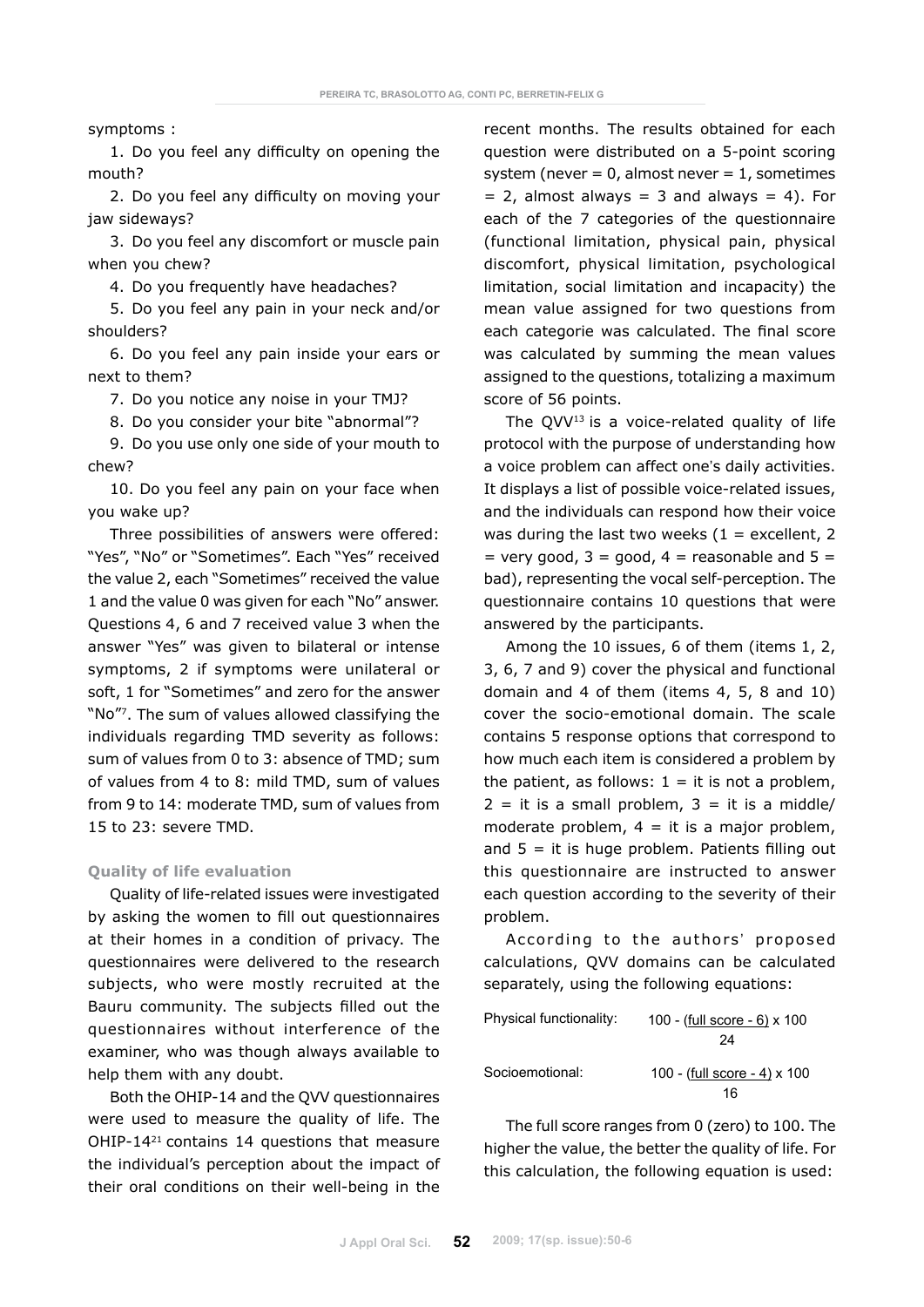symptoms :

1. Do you feel any difficulty on opening the mouth?

2. Do you feel any difficulty on moving your jaw sideways?

3. Do you feel any discomfort or muscle pain when you chew?

4. Do you frequently have headaches?

5. Do you feel any pain in your neck and/or shoulders?

6. Do you feel any pain inside your ears or next to them?

7. Do you notice any noise in your TMJ?

8. Do you consider your bite "abnormal"?

9. Do you use only one side of your mouth to chew?

10. Do you feel any pain on your face when you wake up?

Three possibilities of answers were offered: "Yes", "No" or "Sometimes". Each "Yes" received the value 2, each "Sometimes" received the value 1 and the value 0 was given for each "No" answer. Questions 4, 6 and 7 received value 3 when the answer "Yes" was given to bilateral or intense symptoms, 2 if symptoms were unilateral or soft, 1 for "Sometimes" and zero for the answer "No"[7]. The sum of values allowed classifying the individuals regarding TMD severity as follows: sum of values from 0 to 3: absence of TMD; sum of values from 4 to 8: mild TMD, sum of values from 9 to 14: moderate TMD, sum of values from 15 to 23: severe TMD.

**Quality of life evaluation**

Quality of life-related issues were investigated by asking the women to fill out questionnaires at their homes in a condition of privacy. The questionnaires were delivered to the research subjects, who were mostly recruited at the Bauru community. The subjects filled out the questionnaires without interference of the examiner, who was though always available to help them with any doubt.

Both the OHIP-14 and the QVV questionnaires were used to measure the quality of life. The OHIP-14[21] contains 14 questions that measure the individual's perception about the impact of their oral conditions on their well-being in the recent months. The results obtained for each question were distributed on a 5-point scoring system (never = 0, almost never = 1, sometimes = 2, almost always = 3 and always = 4). For each of the 7 categories of the questionnaire (functional limitation, physical pain, physical discomfort, physical limitation, psychological limitation, social limitation and incapacity) the mean value assigned for two questions from each categorie was calculated. The final score was calculated by summing the mean values assigned to the questions, totalizing a maximum score of 56 points.

The QVV[13] is a voice-related quality of life protocol with the purpose of understanding how a voice problem can affect one's daily activities. It displays a list of possible voice-related issues, and the individuals can respond how their voice was during the last two weeks (1 = excellent, 2 = very good, 3 = good, 4 = reasonable and 5 = bad), representing the vocal self-perception. The questionnaire contains 10 questions that were answered by the participants.

Among the 10 issues, 6 of them (items 1, 2, 3, 6, 7 and 9) cover the physical and functional domain and 4 of them (items 4, 5, 8 and 10) cover the socio-emotional domain. The scale contains 5 response options that correspond to how much each item is considered a problem by the patient, as follows: 1 = it is not a problem, 2 = it is a small problem, 3 = it is a middle/moderate problem, 4 = it is a major problem, and 5 = it is huge problem. Patients filling out this questionnaire are instructed to answer each question according to the severity of their problem.

According to the authors' proposed calculations, QVV domains can be calculated separately, using the following equations:

Physical functionality: $$100 - \frac{(\text{full score} - 6)}{24} \times 100$$

Socioemotional: $$100 - \frac{(\text{full score} - 4)}{16} \times 100$$

The full score ranges from 0 (zero) to 100. The higher the value, the better the quality of life. For this calculation, the following equation is used: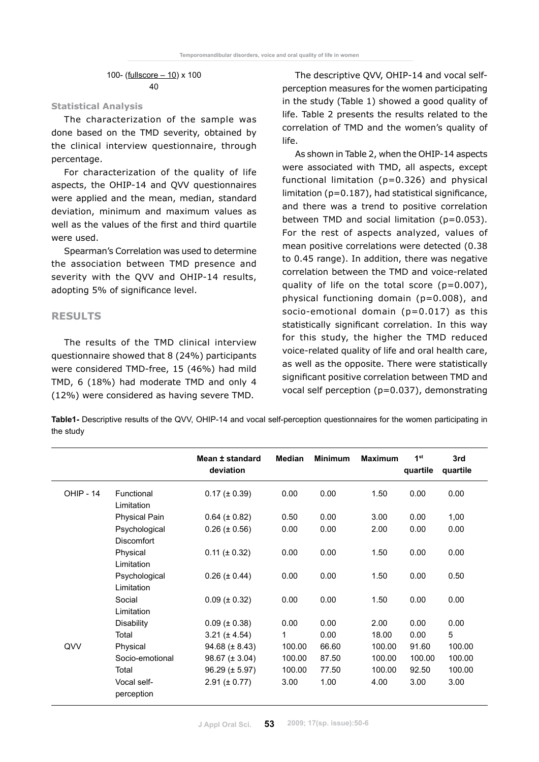$$100 - \frac{(\text{fullscore} - 10)}{40} \times 100$$

**Statistical Analysis**

The characterization of the sample was done based on the TMD severity, obtained by the clinical interview questionnaire, through percentage.

For characterization of the quality of life aspects, the OHIP-14 and QVV questionnaires were applied and the mean, median, standard deviation, minimum and maximum values as well as the values of the first and third quartile were used.

Spearman's Correlation was used to determine the association between TMD presence and severity with the QVV and OHIP-14 results, adopting 5% of significance level.

## RESULTS

The results of the TMD clinical interview questionnaire showed that 8 (24%) participants were considered TMD-free, 15 (46%) had mild TMD, 6 (18%) had moderate TMD and only 4 (12%) were considered as having severe TMD.

The descriptive QVV, OHIP-14 and vocal self-perception measures for the women participating in the study (Table 1) showed a good quality of life. Table 2 presents the results related to the correlation of TMD and the women's quality of life.

As shown in Table 2, when the OHIP-14 aspects were associated with TMD, all aspects, except functional limitation (p=0.326) and physical limitation (p=0.187), had statistical significance, and there was a trend to positive correlation between TMD and social limitation (p=0.053). For the rest of aspects analyzed, values of mean positive correlations were detected (0.38 to 0.45 range). In addition, there was negative correlation between the TMD and voice-related quality of life on the total score (p=0.007), physical functioning domain (p=0.008), and socio-emotional domain (p=0.017) as this statistically significant correlation. In this way for this study, the higher the TMD reduced voice-related quality of life and oral health care, as well as the opposite. There were statistically significant positive correlation between TMD and vocal self perception (p=0.037), demonstrating

**Table1-** Descriptive results of the QVV, OHIP-14 and vocal self-perception questionnaires for the women participating in the study

| | | Mean ± standard deviation | Median | Minimum | Maximum | 1st quartile | 3rd quartile |
|---|---|---|---|---|---|---|---|
| OHIP - 14 | Functional Limitation | 0.17 (± 0.39) | 0.00 | 0.00 | 1.50 | 0.00 | 0.00 |
| | Physical Pain | 0.64 (± 0.82) | 0.50 | 0.00 | 3.00 | 0.00 | 1,00 |
| | Psychological Discomfort | 0.26 (± 0.56) | 0.00 | 0.00 | 2.00 | 0.00 | 0.00 |
| | Physical Limitation | 0.11 (± 0.32) | 0.00 | 0.00 | 1.50 | 0.00 | 0.00 |
| | Psychological Limitation | 0.26 (± 0.44) | 0.00 | 0.00 | 1.50 | 0.00 | 0.50 |
| | Social Limitation | 0.09 (± 0.32) | 0.00 | 0.00 | 1.50 | 0.00 | 0.00 |
| | Disability | 0.09 (± 0.38) | 0.00 | 0.00 | 2.00 | 0.00 | 0.00 |
| | Total | 3.21 (± 4.54) | 1 | 0.00 | 18.00 | 0.00 | 5 |
| QVV | Physical | 94.68 (± 8.43) | 100.00 | 66.60 | 100.00 | 91.60 | 100.00 |
| | Socio-emotional | 98.67 (± 3.04) | 100.00 | 87.50 | 100.00 | 100.00 | 100.00 |
| | Total | 96.29 (± 5.97) | 100.00 | 77.50 | 100.00 | 92.50 | 100.00 |
| | Vocal self-perception | 2.91 (± 0.77) | 3.00 | 1.00 | 4.00 | 3.00 | 3.00 |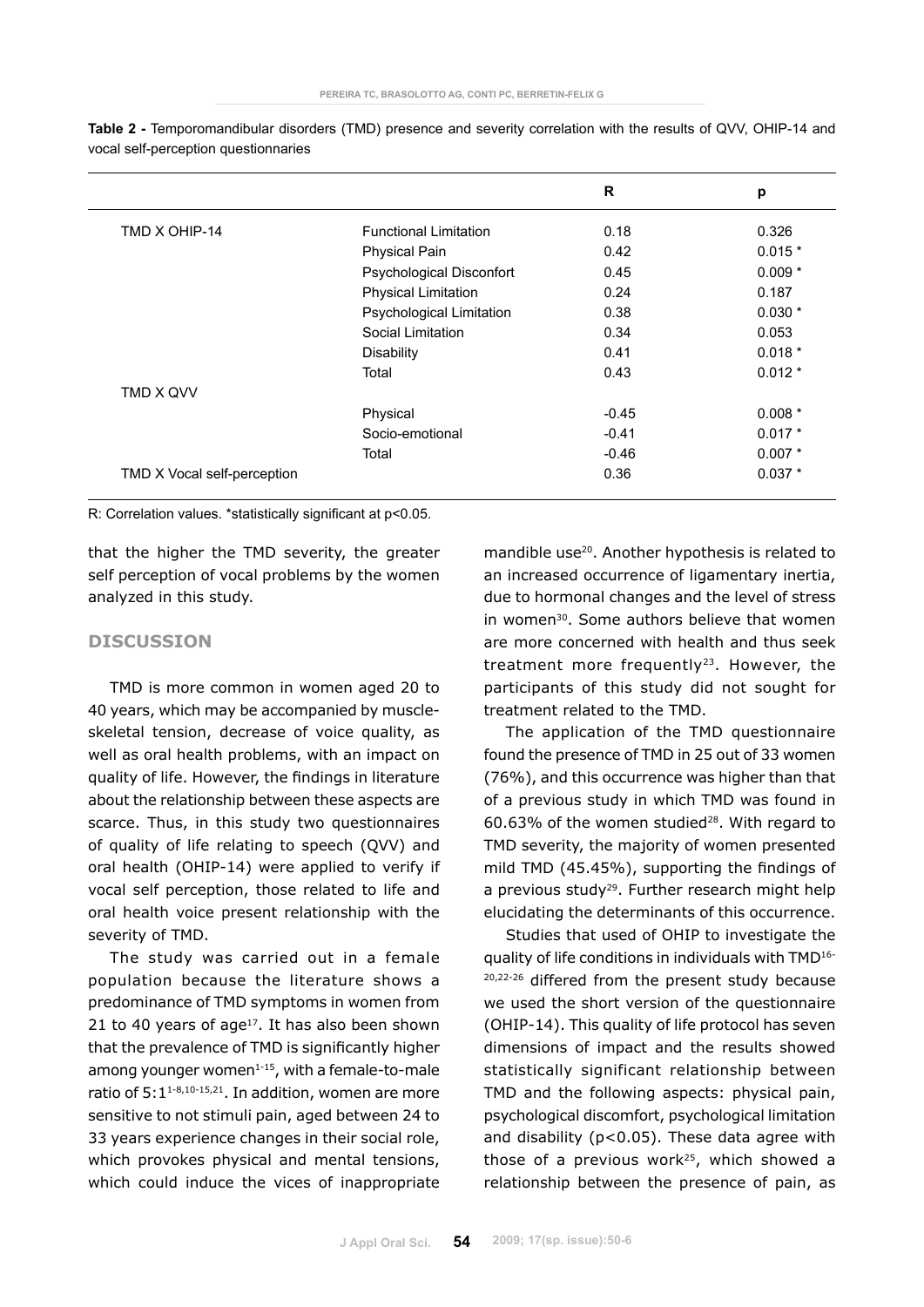**Table 2 -** Temporomandibular disorders (TMD) presence and severity correlation with the results of QVV, OHIP-14 and vocal self-perception questionnaries

| | | R | p |
|---|---|---|---|
| TMD X OHIP-14 | Functional Limitation | 0.18 | 0.326 |
| | Physical Pain | 0.42 | 0.015 * |
| | Psychological Disconfort | 0.45 | 0.009 * |
| | Physical Limitation | 0.24 | 0.187 |
| | Psychological Limitation | 0.38 | 0.030 * |
| | Social Limitation | 0.34 | 0.053 |
| | Disability | 0.41 | 0.018 * |
| | Total | 0.43 | 0.012 * |
| TMD X QVV | | | |
| | Physical | -0.45 | 0.008 * |
| | Socio-emotional | -0.41 | 0.017 * |
| | Total | -0.46 | 0.007 * |
| TMD X Vocal self-perception | | 0.36 | 0.037 * |

R: Correlation values. *statistically significant at p<0.05.

that the higher the TMD severity, the greater self perception of vocal problems by the women analyzed in this study.

## DISCUSSION

TMD is more common in women aged 20 to 40 years, which may be accompanied by muscle-skeletal tension, decrease of voice quality, as well as oral health problems, with an impact on quality of life. However, the findings in literature about the relationship between these aspects are scarce. Thus, in this study two questionnaires of quality of life relating to speech (QVV) and oral health (OHIP-14) were applied to verify if vocal self perception, those related to life and oral health voice present relationship with the severity of TMD.

The study was carried out in a female population because the literature shows a predominance of TMD symptoms in women from 21 to 40 years of age[17]. It has also been shown that the prevalence of TMD is significantly higher among younger women[1-15], with a female-to-male ratio of 5:1[1-8,10-15,21]. In addition, women are more sensitive to not stimuli pain, aged between 24 to 33 years experience changes in their social role, which provokes physical and mental tensions, which could induce the vices of inappropriate mandible use[20]. Another hypothesis is related to an increased occurrence of ligamentary inertia, due to hormonal changes and the level of stress in women[30]. Some authors believe that women are more concerned with health and thus seek treatment more frequently[23]. However, the participants of this study did not sought for treatment related to the TMD.

The application of the TMD questionnaire found the presence of TMD in 25 out of 33 women (76%), and this occurrence was higher than that of a previous study in which TMD was found in 60.63% of the women studied[28]. With regard to TMD severity, the majority of women presented mild TMD (45.45%), supporting the findings of a previous study[29]. Further research might help elucidating the determinants of this occurrence.

Studies that used of OHIP to investigate the quality of life conditions in individuals with TMD[16-20,22-26] differed from the present study because we used the short version of the questionnaire (OHIP-14). This quality of life protocol has seven dimensions of impact and the results showed statistically significant relationship between TMD and the following aspects: physical pain, psychological discomfort, psychological limitation and disability ($p<0.05$). These data agree with those of a previous work[25], which showed a relationship between the presence of pain, as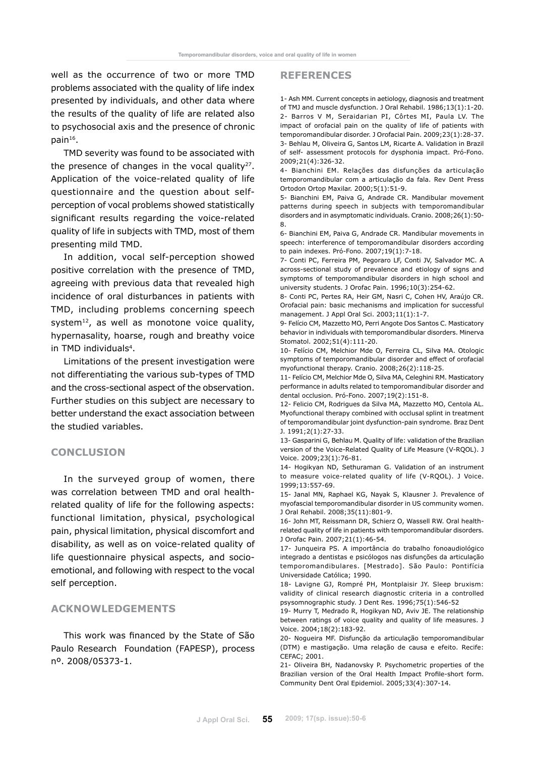well as the occurrence of two or more TMD problems associated with the quality of life index presented by individuals, and other data where the results of the quality of life are related also to psychosocial axis and the presence of chronic pain[16].

TMD severity was found to be associated with the presence of changes in the vocal quality[27]. Application of the voice-related quality of life questionnaire and the question about self-perception of vocal problems showed statistically significant results regarding the voice-related quality of life in subjects with TMD, most of them presenting mild TMD.

In addition, vocal self-perception showed positive correlation with the presence of TMD, agreeing with previous data that revealed high incidence of oral disturbances in patients with TMD, including problems concerning speech system[12], as well as monotone voice quality, hypernasality, hoarse, rough and breathy voice in TMD individuals[4].

Limitations of the present investigation were not differentiating the various sub-types of TMD and the cross-sectional aspect of the observation. Further studies on this subject are necessary to better understand the exact association between the studied variables.

## CONCLUSION

In the surveyed group of women, there was correlation between TMD and oral health-related quality of life for the following aspects: functional limitation, physical, psychological pain, physical limitation, physical discomfort and disability, as well as on voice-related quality of life questionnaire physical aspects, and socio-emotional, and following with respect to the vocal self perception.

## ACKNOWLEDGEMENTS

This work was financed by the State of São Paulo Research Foundation (FAPESP), process nº. 2008/05373-1.

## REFERENCES

1- Ash MM. Current concepts in aetiology, diagnosis and treatment of TMJ and muscle dysfunction. J Oral Rehabil. 1986;13(1):1-20.

2- Barros V M, Seraidarian PI, Côrtes MI, Paula LV. The impact of orofacial pain on the quality of life of patients with temporomandibular disorder. J Orofacial Pain. 2009;23(1):28-37.

3- Behlau M, Oliveira G, Santos LM, Ricarte A. Validation in Brazil of self- assessment protocols for dysphonia impact. Pró-Fono. 2009;21(4):326-32.

4- Bianchini EM. Relações das disfunções da articulação temporomandibular com a articulação da fala. Rev Dent Press Ortodon Ortop Maxilar. 2000;5(1):51-9.

5- Bianchini EM, Paiva G, Andrade CR. Mandibular movement patterns during speech in subjects with temporomandibular disorders and in asymptomatic individuals. Cranio. 2008;26(1):50-8.

6- Bianchini EM, Paiva G, Andrade CR. Mandibular movements in speech: interference of temporomandibular disorders according to pain indexes. Pró-Fono. 2007;19(1):7-18.

7- Conti PC, Ferreira PM, Pegoraro LF, Conti JV, Salvador MC. A across-sectional study of prevalence and etiology of signs and symptoms of temporomandibular disorders in high school and university students. J Orofac Pain. 1996;10(3):254-62.

8- Conti PC, Pertes RA, Heir GM, Nasri C, Cohen HV, Araújo CR. Orofacial pain: basic mechanisms and implication for successful management. J Appl Oral Sci. 2003;11(1):1-7.

9- Felício CM, Mazzetto MO, Perri Angote Dos Santos C. Masticatory behavior in individuals with temporomandibular disorders. Minerva Stomatol. 2002;51(4):111-20.

10- Felício CM, Melchior Mde O, Ferreira CL, Silva MA. Otologic symptoms of temporomandibular disorder and effect of orofacial myofunctional therapy. Cranio. 2008;26(2):118-25.

11- Felício CM, Melchior Mde O, Silva MA, Celeghini RM. Masticatory performance in adults related to temporomandibular disorder and dental occlusion. Pró-Fono. 2007;19(2):151-8.

12- Felicio CM, Rodrigues da Silva MA, Mazzetto MO, Centola AL. Myofunctional therapy combined with occlusal splint in treatment of temporomandibular joint dysfunction-pain syndrome. Braz Dent J. 1991;2(1):27-33.

13- Gasparini G, Behlau M. Quality of life: validation of the Brazilian version of the Voice-Related Quality of Life Measure (V-RQOL). J Voice. 2009;23(1):76-81.

14- Hogikyan ND, Sethuraman G. Validation of an instrument to measure voice-related quality of life (V-RQOL). J Voice. 1999;13:557-69.

15- Janal MN, Raphael KG, Nayak S, Klausner J. Prevalence of myofascial temporomandibular disorder in US community women. J Oral Rehabil. 2008;35(11):801-9.

16- John MT, Reissmann DR, Schierz O, Wassell RW. Oral health-related quality of life in patients with temporomandibular disorders. J Orofac Pain. 2007;21(1):46-54.

17- Junqueira PS. A importância do trabalho fonoaudiológico integrado a dentistas e psicólogos nas disfunções da articulação temporomandibulares. [Mestrado]. São Paulo: Pontifícia Universidade Católica; 1990.

18- Lavigne GJ, Rompré PH, Montplaisir JY. Sleep bruxism: validity of clinical research diagnostic criteria in a controlled psysomnographic study. J Dent Res. 1996;75(1):546-52

19- Murry T, Medrado R, Hogikyan ND, Aviv JE. The relationship between ratings of voice quality and quality of life measures. J Voice. 2004;18(2):183-92.

20- Nogueira MF. Disfunção da articulação temporomandibular (DTM) e mastigação. Uma relação de causa e efeito. Recife: CEFAC; 2001.

21- Oliveira BH, Nadanovsky P. Psychometric properties of the Brazilian version of the Oral Health Impact Profile-short form. Community Dent Oral Epidemiol. 2005;33(4):307-14.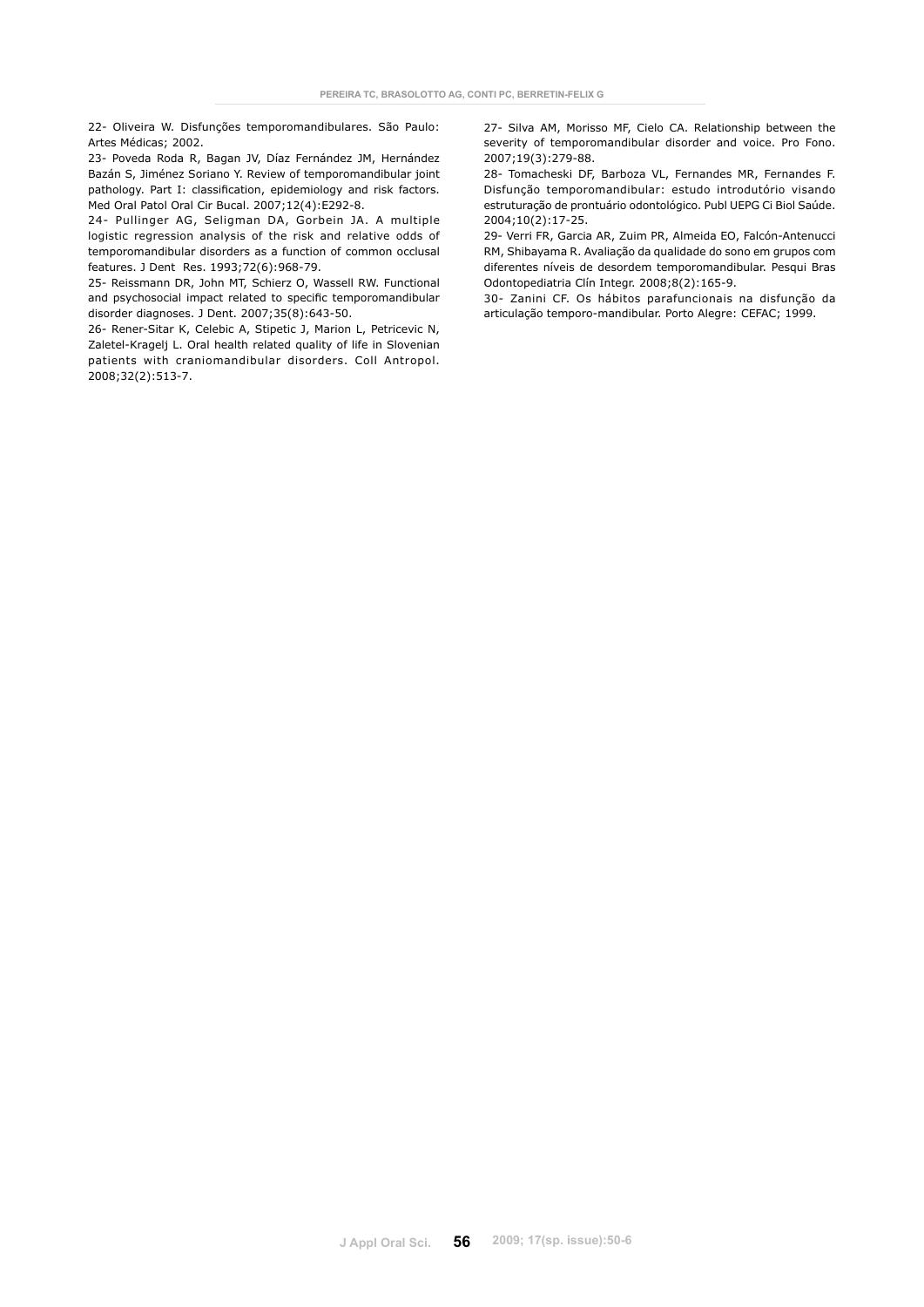22- Oliveira W. Disfunções temporomandibulares. São Paulo: Artes Médicas; 2002.

23- Poveda Roda R, Bagan JV, Díaz Fernández JM, Hernández Bazán S, Jiménez Soriano Y. Review of temporomandibular joint pathology. Part I: classification, epidemiology and risk factors. Med Oral Patol Oral Cir Bucal. 2007;12(4):E292-8.

24- Pullinger AG, Seligman DA, Gorbein JA. A multiple logistic regression analysis of the risk and relative odds of temporomandibular disorders as a function of common occlusal features. J Dent Res. 1993;72(6):968-79.

25- Reissmann DR, John MT, Schierz O, Wassell RW. Functional and psychosocial impact related to specific temporomandibular disorder diagnoses. J Dent. 2007;35(8):643-50.

26- Rener-Sitar K, Celebic A, Stipetic J, Marion L, Petricevic N, Zaletel-Kragelj L. Oral health related quality of life in Slovenian patients with craniomandibular disorders. Coll Antropol. 2008;32(2):513-7.

27- Silva AM, Morisso MF, Cielo CA. Relationship between the severity of temporomandibular disorder and voice. Pro Fono. 2007;19(3):279-88.

28- Tomacheski DF, Barboza VL, Fernandes MR, Fernandes F. Disfunção temporomandibular: estudo introdutório visando estruturação de prontuário odontológico. Publ UEPG Ci Biol Saúde. 2004;10(2):17-25.

29- Verri FR, Garcia AR, Zuim PR, Almeida EO, Falcón-Antenucci RM, Shibayama R. Avaliação da qualidade do sono em grupos com diferentes níveis de desordem temporomandibular. Pesqui Bras Odontopediatria Clín Integr. 2008;8(2):165-9.

30- Zanini CF. Os hábitos parafuncionais na disfunção da articulação temporo-mandibular. Porto Alegre: CEFAC; 1999.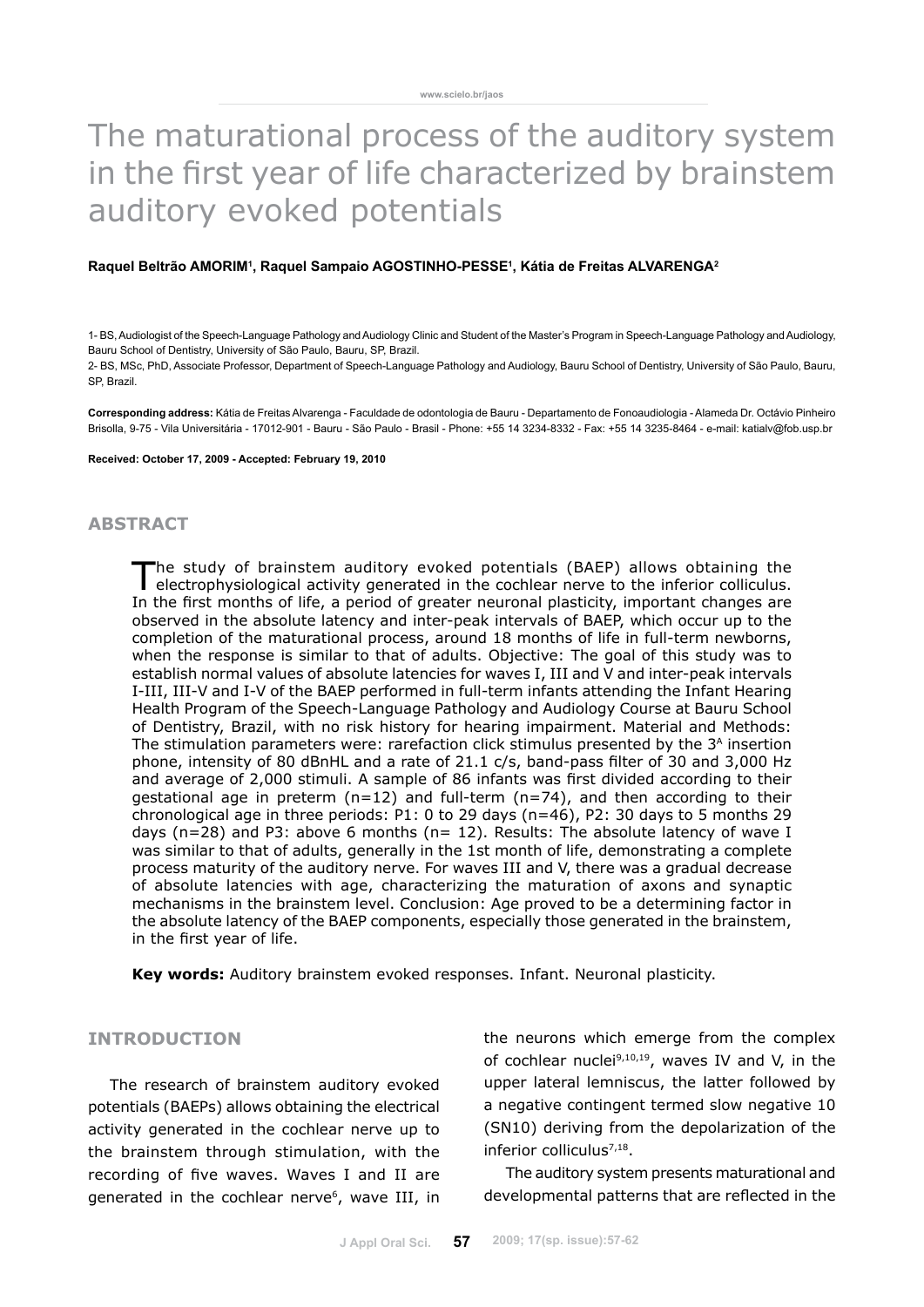# The maturational process of the auditory system in the first year of life characterized by brainstem auditory evoked potentials

**Raquel Beltrão AMORIM[1], Raquel Sampaio AGOSTINHO-PESSE[1], Kátia de Freitas ALVARENGA[2]**

1- BS, Audiologist of the Speech-Language Pathology and Audiology Clinic and Student of the Master's Program in Speech-Language Pathology and Audiology, Bauru School of Dentistry, University of São Paulo, Bauru, SP, Brazil.

2- BS, MSc, PhD, Associate Professor, Department of Speech-Language Pathology and Audiology, Bauru School of Dentistry, University of São Paulo, Bauru, SP, Brazil.

**Corresponding address:** Kátia de Freitas Alvarenga - Faculdade de odontologia de Bauru - Departamento de Fonoaudiologia - Alameda Dr. Octávio Pinheiro Brisolla, 9-75 - Vila Universitária - 17012-901 - Bauru - São Paulo - Brasil - Phone: +55 14 3234-8332 - Fax: +55 14 3235-8464 - e-mail: katialv@fob.usp.br

**Received: October 17, 2009 - Accepted: February 19, 2010**

## ABSTRACT

The study of brainstem auditory evoked potentials (BAEP) allows obtaining the electrophysiological activity generated in the cochlear nerve to the inferior colliculus. In the first months of life, a period of greater neuronal plasticity, important changes are observed in the absolute latency and inter-peak intervals of BAEP, which occur up to the completion of the maturational process, around 18 months of life in full-term newborns, when the response is similar to that of adults. Objective: The goal of this study was to establish normal values of absolute latencies for waves I, III and V and inter-peak intervals I-III, III-V and I-V of the BAEP performed in full-term infants attending the Infant Hearing Health Program of the Speech-Language Pathology and Audiology Course at Bauru School of Dentistry, Brazil, with no risk history for hearing impairment. Material and Methods: The stimulation parameters were: rarefaction click stimulus presented by the 3[A] insertion phone, intensity of 80 dBnHL and a rate of 21.1 c/s, band-pass filter of 30 and 3,000 Hz and average of 2,000 stimuli. A sample of 86 infants was first divided according to their gestational age in preterm (n=12) and full-term (n=74), and then according to their chronological age in three periods: P1: 0 to 29 days (n=46), P2: 30 days to 5 months 29 days (n=28) and P3: above 6 months (n= 12). Results: The absolute latency of wave I was similar to that of adults, generally in the 1st month of life, demonstrating a complete process maturity of the auditory nerve. For waves III and V, there was a gradual decrease of absolute latencies with age, characterizing the maturation of axons and synaptic mechanisms in the brainstem level. Conclusion: Age proved to be a determining factor in the absolute latency of the BAEP components, especially those generated in the brainstem, in the first year of life.

**Key words:** Auditory brainstem evoked responses. Infant. Neuronal plasticity.

## INTRODUCTION

The research of brainstem auditory evoked potentials (BAEPs) allows obtaining the electrical activity generated in the cochlear nerve up to the brainstem through stimulation, with the recording of five waves. Waves I and II are generated in the cochlear nerve[6], wave III, in the neurons which emerge from the complex of cochlear nuclei[9,10,19], waves IV and V, in the upper lateral lemniscus, the latter followed by a negative contingent termed slow negative 10 (SN10) deriving from the depolarization of the inferior colliculus[7,18].

The auditory system presents maturational and developmental patterns that are reflected in the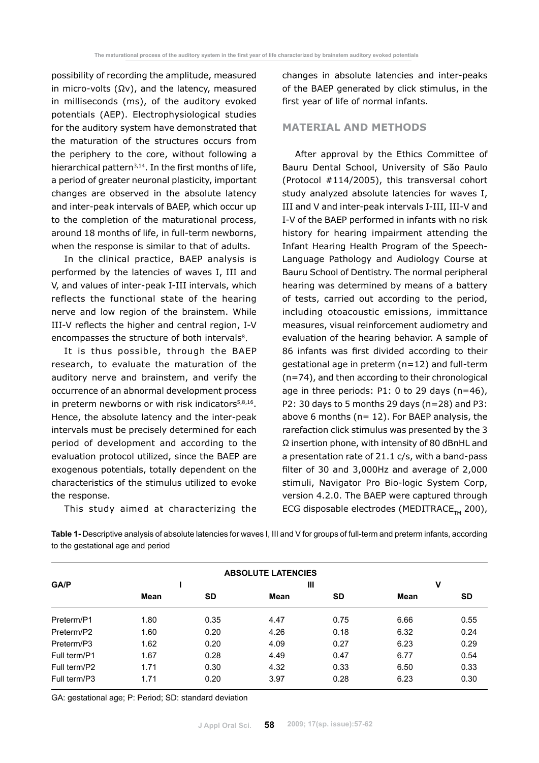possibility of recording the amplitude, measured in micro-volts (Ωv), and the latency, measured in milliseconds (ms), of the auditory evoked potentials (AEP). Electrophysiological studies for the auditory system have demonstrated that the maturation of the structures occurs from the periphery to the core, without following a hierarchical pattern[3,14]. In the first months of life, a period of greater neuronal plasticity, important changes are observed in the absolute latency and inter-peak intervals of BAEP, which occur up to the completion of the maturational process, around 18 months of life, in full-term newborns, when the response is similar to that of adults.

In the clinical practice, BAEP analysis is performed by the latencies of waves I, III and V, and values of inter-peak I-III intervals, which reflects the functional state of the hearing nerve and low region of the brainstem. While III-V reflects the higher and central region, I-V encompasses the structure of both intervals[8].

It is thus possible, through the BAEP research, to evaluate the maturation of the auditory nerve and brainstem, and verify the occurrence of an abnormal development process in preterm newborns or with risk indicators[5,8,16]. Hence, the absolute latency and the inter-peak intervals must be precisely determined for each period of development and according to the evaluation protocol utilized, since the BAEP are exogenous potentials, totally dependent on the characteristics of the stimulus utilized to evoke the response.

This study aimed at characterizing the changes in absolute latencies and inter-peaks of the BAEP generated by click stimulus, in the first year of life of normal infants.

## MATERIAL AND METHODS

After approval by the Ethics Committee of Bauru Dental School, University of São Paulo (Protocol #114/2005), this transversal cohort study analyzed absolute latencies for waves I, III and V and inter-peak intervals I-III, III-V and I-V of the BAEP performed in infants with no risk history for hearing impairment attending the Infant Hearing Health Program of the Speech-Language Pathology and Audiology Course at Bauru School of Dentistry. The normal peripheral hearing was determined by means of a battery of tests, carried out according to the period, including otoacoustic emissions, immittance measures, visual reinforcement audiometry and evaluation of the hearing behavior. A sample of 86 infants was first divided according to their gestational age in preterm (n=12) and full-term (n=74), and then according to their chronological age in three periods: P1: 0 to 29 days (n=46), P2: 30 days to 5 months 29 days (n=28) and P3: above 6 months (n= 12). For BAEP analysis, the rarefaction click stimulus was presented by the 3 Ω insertion phone, with intensity of 80 dBnHL and a presentation rate of 21.1 c/s, with a band-pass filter of 30 and 3,000Hz and average of 2,000 stimuli, Navigator Pro Bio-logic System Corp, version 4.2.0. The BAEP were captured through ECG disposable electrodes (MEDITRACE$_{TM}$ 200),

**Table 1-** Descriptive analysis of absolute latencies for waves I, III and V for groups of full-term and preterm infants, according to the gestational age and period

| GA/P | ABSOLUTE LATENCIES | | | | | |
|---|---|---|---|---|---|---|
| | I | | III | | V | |
| | Mean | SD | Mean | SD | Mean | SD |
| Preterm/P1 | 1.80 | 0.35 | 4.47 | 0.75 | 6.66 | 0.55 |
| Preterm/P2 | 1.60 | 0.20 | 4.26 | 0.18 | 6.32 | 0.24 |
| Preterm/P3 | 1.62 | 0.20 | 4.09 | 0.27 | 6.23 | 0.29 |
| Full term/P1 | 1.67 | 0.28 | 4.49 | 0.47 | 6.77 | 0.54 |
| Full term/P2 | 1.71 | 0.30 | 4.32 | 0.33 | 6.50 | 0.33 |
| Full term/P3 | 1.71 | 0.20 | 3.97 | 0.28 | 6.23 | 0.30 |

GA: gestational age; P: Period; SD: standard deviation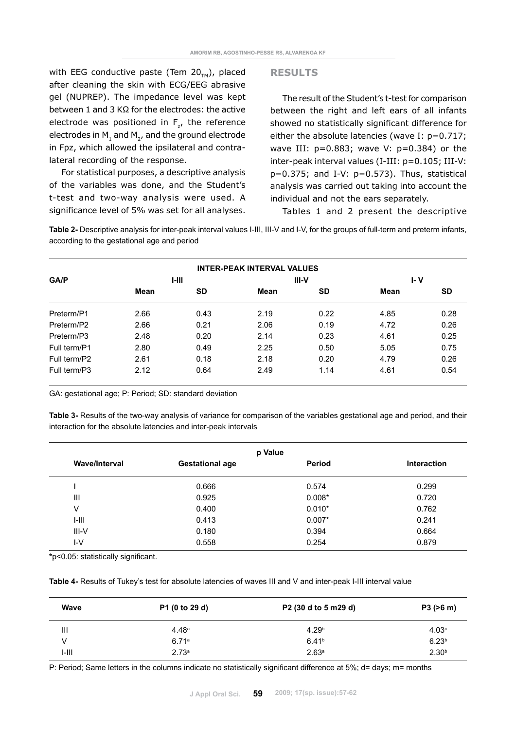with EEG conductive paste (Tem $20_{TM}$), placed after cleaning the skin with ECG/EEG abrasive gel (NUPREP). The impedance level was kept between 1 and 3 KΩ for the electrodes: the active electrode was positioned in $F_z$, the reference electrodes in $M_1$ and $M_2$, and the ground electrode in Fpz, which allowed the ipsilateral and contra-lateral recording of the response.

For statistical purposes, a descriptive analysis of the variables was done, and the Student's t-test and two-way analysis were used. A significance level of 5% was set for all analyses.

## RESULTS

The result of the Student's t-test for comparison between the right and left ears of all infants showed no statistically significant difference for either the absolute latencies (wave I: p=0.717; wave III: p=0.883; wave V: p=0.384) or the inter-peak interval values (I-III: p=0.105; III-V: p=0.375; and I-V: p=0.573). Thus, statistical analysis was carried out taking into account the individual and not the ears separately.

Tables 1 and 2 present the descriptive

**Table 2-** Descriptive analysis for inter-peak interval values I-III, III-V and I-V, for the groups of full-term and preterm infants, according to the gestational age and period

| GA/P | INTER-PEAK INTERVAL VALUES | | | | | |
|---|---|---|---|---|---|---|
| | I-III | | III-V | | I- V | |
| | Mean | SD | Mean | SD | Mean | SD |
| Preterm/P1 | 2.66 | 0.43 | 2.19 | 0.22 | 4.85 | 0.28 |
| Preterm/P2 | 2.66 | 0.21 | 2.06 | 0.19 | 4.72 | 0.26 |
| Preterm/P3 | 2.48 | 0.20 | 2.14 | 0.23 | 4.61 | 0.25 |
| Full term/P1 | 2.80 | 0.49 | 2.25 | 0.50 | 5.05 | 0.75 |
| Full term/P2 | 2.61 | 0.18 | 2.18 | 0.20 | 4.79 | 0.26 |
| Full term/P3 | 2.12 | 0.64 | 2.49 | 1.14 | 4.61 | 0.54 |

GA: gestational age; P: Period; SD: standard deviation

**Table 3-** Results of the two-way analysis of variance for comparison of the variables gestational age and period, and their interaction for the absolute latencies and inter-peak intervals

| Wave/Interval | p Value | | |
|---|---|---|---|
| | Gestational age | Period | Interaction |
| I | 0.666 | 0.574 | 0.299 |
| III | 0.925 | 0.008* | 0.720 |
| V | 0.400 | 0.010* | 0.762 |
| I-III | 0.413 | 0.007* | 0.241 |
| III-V | 0.180 | 0.394 | 0.664 |
| I-V | 0.558 | 0.254 | 0.879 |

*p<0.05: statistically significant.

**Table 4-** Results of Tukey's test for absolute latencies of waves III and V and inter-peak I-III interval value

| Wave | P1 (0 to 29 d) | P2 (30 d to 5 m29 d) | P3 (>6 m) |
|---|---|---|---|
| III | $4.48^a$ | $4.29^b$ | $4.03^c$ |
| V | $6.71^a$ | $6.41^b$ | $6.23^b$ |
| I-III | $2.73^a$ | $2.63^a$ | $2.30^b$ |

P: Period; Same letters in the columns indicate no statistically significant difference at 5%; d= days; m= months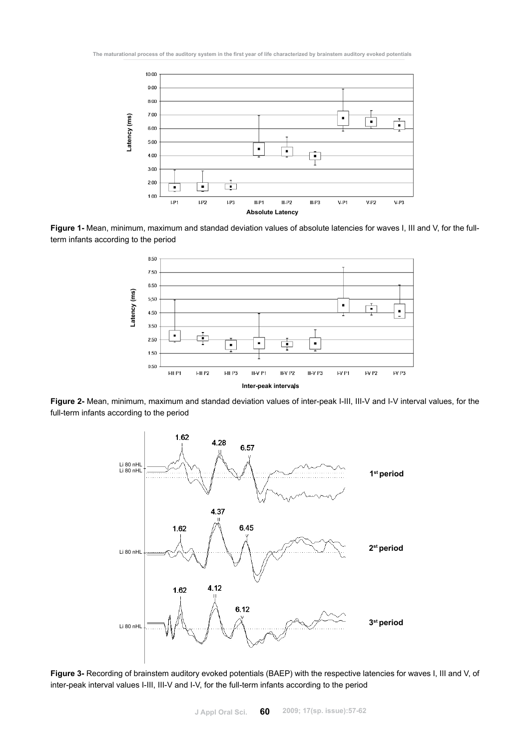**Figure 1-** Mean, minimum, maximum and standad deviation values of absolute latencies for waves I, III and V, for the full-term infants according to the period

**Figure 2-** Mean, minimum, maximum and standad deviation values of inter-peak I-III, III-V and I-V interval values, for the full-term infants according to the period

**Figure 3-** Recording of brainstem auditory evoked potentials (BAEP) with the respective latencies for waves I, III and V, of inter-peak interval values I-III, III-V and I-V, for the full-term infants according to the period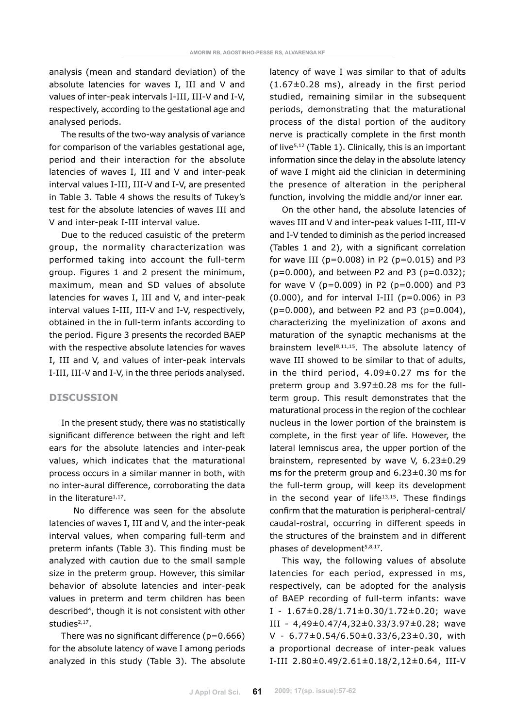analysis (mean and standard deviation) of the absolute latencies for waves I, III and V and values of inter-peak intervals I-III, III-V and I-V, respectively, according to the gestational age and analysed periods.

The results of the two-way analysis of variance for comparison of the variables gestational age, period and their interaction for the absolute latencies of waves I, III and V and inter-peak interval values I-III, III-V and I-V, are presented in Table 3. Table 4 shows the results of Tukey's test for the absolute latencies of waves III and V and inter-peak I-III interval value.

Due to the reduced casuistic of the preterm group, the normality characterization was performed taking into account the full-term group. Figures 1 and 2 present the minimum, maximum, mean and SD values of absolute latencies for waves I, III and V, and inter-peak interval values I-III, III-V and I-V, respectively, obtained in the in full-term infants according to the period. Figure 3 presents the recorded BAEP with the respective absolute latencies for waves I, III and V, and values of inter-peak intervals I-III, III-V and I-V, in the three periods analysed.

## DISCUSSION

In the present study, there was no statistically significant difference between the right and left ears for the absolute latencies and inter-peak values, which indicates that the maturational process occurs in a similar manner in both, with no inter-aural difference, corroborating the data in the literature[1,17].

No difference was seen for the absolute latencies of waves I, III and V, and the inter-peak interval values, when comparing full-term and preterm infants (Table 3). This finding must be analyzed with caution due to the small sample size in the preterm group. However, this similar behavior of absolute latencies and inter-peak values in preterm and term children has been described[4], though it is not consistent with other studies[2,17].

There was no significant difference ($p=0.666$) for the absolute latency of wave I among periods analyzed in this study (Table 3). The absolute latency of wave I was similar to that of adults (1.67±0.28 ms), already in the first period studied, remaining similar in the subsequent periods, demonstrating that the maturational process of the distal portion of the auditory nerve is practically complete in the first month of live[5,12] (Table 1). Clinically, this is an important information since the delay in the absolute latency of wave I might aid the clinician in determining the presence of alteration in the peripheral function, involving the middle and/or inner ear.

On the other hand, the absolute latencies of waves III and V and inter-peak values I-III, III-V and I-V tended to diminish as the period increased (Tables 1 and 2), with a significant correlation for wave III ($p=0.008$) in P2 ($p=0.015$) and P3 ($p=0.000$), and between P2 and P3 ($p=0.032$); for wave V ($p=0.009$) in P2 ($p=0.000$) and P3 (0.000), and for interval I-III ($p=0.006$) in P3 ($p=0.000$), and between P2 and P3 ($p=0.004$), characterizing the myelinization of axons and maturation of the synaptic mechanisms at the brainstem level[8,11,15]. The absolute latency of wave III showed to be similar to that of adults, in the third period, 4.09±0.27 ms for the preterm group and 3.97±0.28 ms for the full-term group. This result demonstrates that the maturational process in the region of the cochlear nucleus in the lower portion of the brainstem is complete, in the first year of life. However, the lateral lemniscus area, the upper portion of the brainstem, represented by wave V, 6.23±0.29 ms for the preterm group and 6.23±0.30 ms for the full-term group, will keep its development in the second year of life[13,15]. These findings confirm that the maturation is peripheral-central/caudal-rostral, occurring in different speeds in the structures of the brainstem and in different phases of development[5,8,17].

This way, the following values of absolute latencies for each period, expressed in ms, respectively, can be adopted for the analysis of BAEP recording of full-term infants: wave I - 1.67±0.28/1.71±0.30/1.72±0.20; wave III - 4,49±0.47/4,32±0.33/3.97±0.28; wave V - 6.77±0.54/6.50±0.33/6,23±0.30, with a proportional decrease of inter-peak values I-III 2.80±0.49/2.61±0.18/2,12±0.64, III-V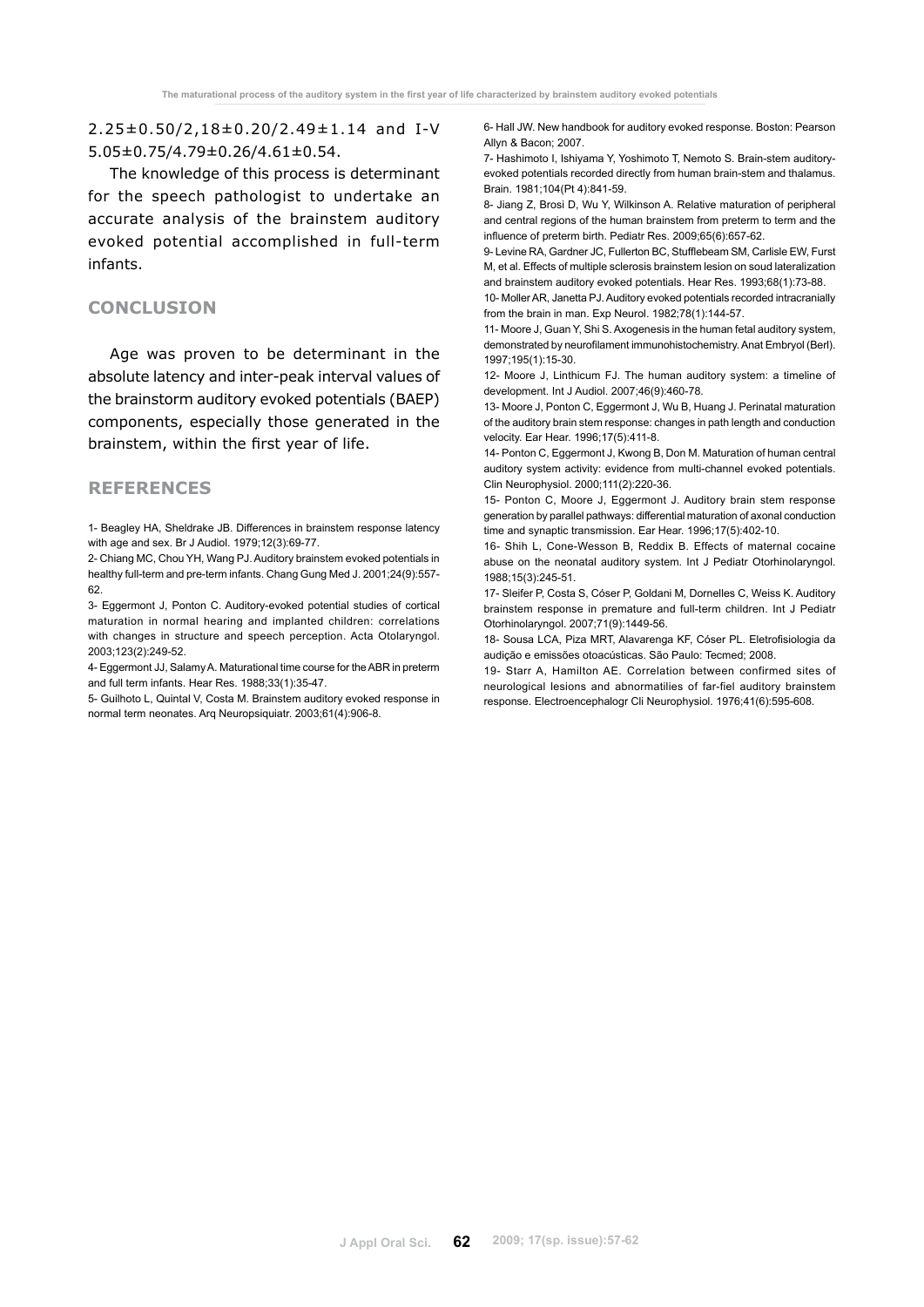2.25±0.50/2,18±0.20/2.49±1.14 and I-V 5.05±0.75/4.79±0.26/4.61±0.54.

The knowledge of this process is determinant for the speech pathologist to undertake an accurate analysis of the brainstem auditory evoked potential accomplished in full-term infants.

## CONCLUSION

Age was proven to be determinant in the absolute latency and inter-peak interval values of the brainstorm auditory evoked potentials (BAEP) components, especially those generated in the brainstem, within the first year of life.

## REFERENCES

1- Beagley HA, Sheldrake JB. Differences in brainstem response latency with age and sex. Br J Audiol. 1979;12(3):69-77.

2- Chiang MC, Chou YH, Wang PJ. Auditory brainstem evoked potentials in healthy full-term and pre-term infants. Chang Gung Med J. 2001;24(9):557-62.

3- Eggermont J, Ponton C. Auditory-evoked potential studies of cortical maturation in normal hearing and implanted children: correlations with changes in structure and speech perception. Acta Otolaryngol. 2003;123(2):249-52.

4- Eggermont JJ, Salamy A. Maturational time course for the ABR in preterm and full term infants. Hear Res. 1988;33(1):35-47.

5- Guilhoto L, Quintal V, Costa M. Brainstem auditory evoked response in normal term neonates. Arq Neuropsiquiatr. 2003;61(4):906-8.

6- Hall JW. New handbook for auditory evoked response. Boston: Pearson Allyn & Bacon; 2007.

7- Hashimoto I, Ishiyama Y, Yoshimoto T, Nemoto S. Brain-stem auditory-evoked potentials recorded directly from human brain-stem and thalamus. Brain. 1981;104(Pt 4):841-59.

8- Jiang Z, Brosi D, Wu Y, Wilkinson A. Relative maturation of peripheral and central regions of the human brainstem from preterm to term and the influence of preterm birth. Pediatr Res. 2009;65(6):657-62.

9- Levine RA, Gardner JC, Fullerton BC, Stufflebeam SM, Carlisle EW, Furst M, et al. Effects of multiple sclerosis brainstem lesion on soud lateralization and brainstem auditory evoked potentials. Hear Res. 1993;68(1):73-88.

10- Moller AR, Janetta PJ. Auditory evoked potentials recorded intracranially from the brain in man. Exp Neurol. 1982;78(1):144-57.

11- Moore J, Guan Y, Shi S. Axogenesis in the human fetal auditory system, demonstrated by neurofilament immunohistochemistry. Anat Embryol (Berl). 1997;195(1):15-30.

12- Moore J, Linthicum FJ. The human auditory system: a timeline of development. Int J Audiol. 2007;46(9):460-78.

13- Moore J, Ponton C, Eggermont J, Wu B, Huang J. Perinatal maturation of the auditory brain stem response: changes in path length and conduction velocity. Ear Hear. 1996;17(5):411-8.

14- Ponton C, Eggermont J, Kwong B, Don M. Maturation of human central auditory system activity: evidence from multi-channel evoked potentials. Clin Neurophysiol. 2000;111(2):220-36.

15- Ponton C, Moore J, Eggermont J. Auditory brain stem response generation by parallel pathways: differential maturation of axonal conduction time and synaptic transmission. Ear Hear. 1996;17(5):402-10.

16- Shih L, Cone-Wesson B, Reddix B. Effects of maternal cocaine abuse on the neonatal auditory system. Int J Pediatr Otorhinolaryngol. 1988;15(3):245-51.

17- Sleifer P, Costa S, Cóser P, Goldani M, Dornelles C, Weiss K. Auditory brainstem response in premature and full-term children. Int J Pediatr Otorhinolaryngol. 2007;71(9):1449-56.

18- Sousa LCA, Piza MRT, Alavarenga KF, Cóser PL. Eletrofisiologia da audição e emissões otoacústicas. São Paulo: Tecmed; 2008.

19- Starr A, Hamilton AE. Correlation between confirmed sites of neurological lesions and abnormatilies of far-fiel auditory brainstem response. Electroencephalogr Cli Neurophysiol. 1976;41(6):595-608.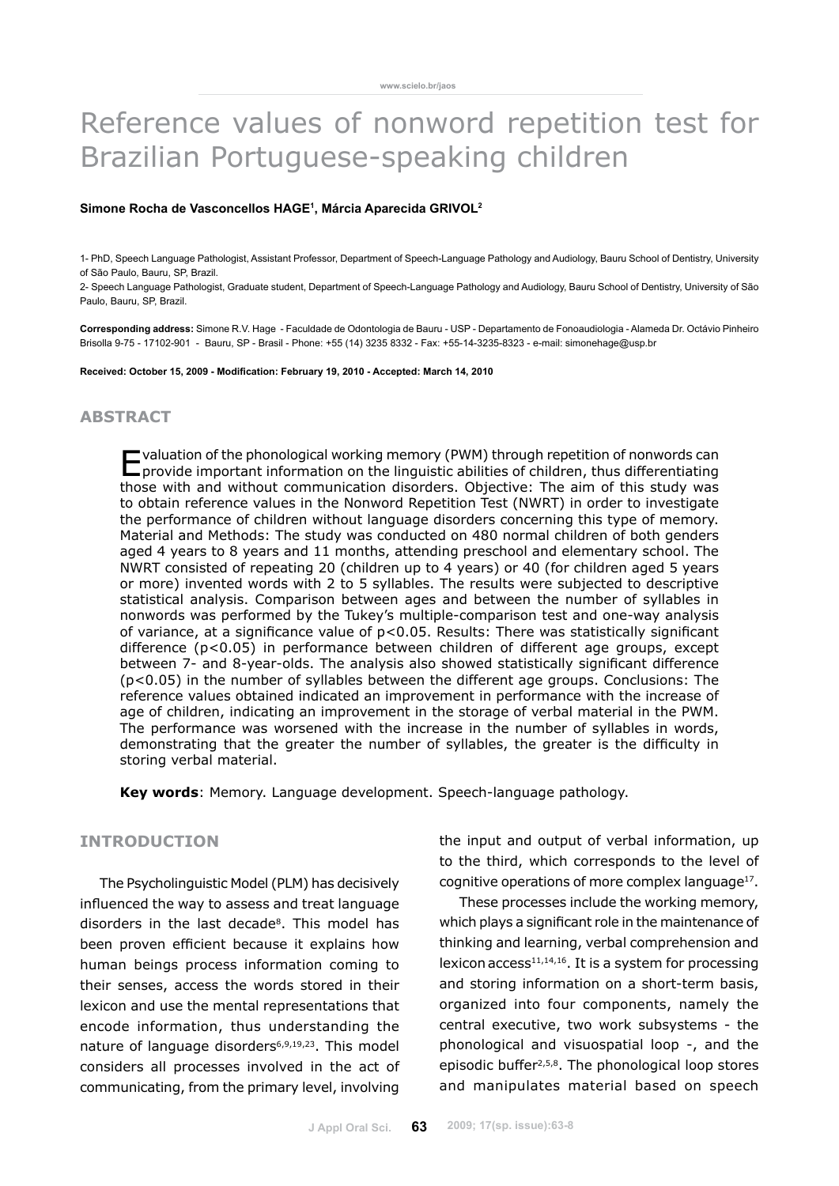# Reference values of nonword repetition test for Brazilian Portuguese-speaking children

**Simone Rocha de Vasconcellos HAGE[1], Márcia Aparecida GRIVOL[2]**

1- PhD, Speech Language Pathologist, Assistant Professor, Department of Speech-Language Pathology and Audiology, Bauru School of Dentistry, University of São Paulo, Bauru, SP, Brazil.

2- Speech Language Pathologist, Graduate student, Department of Speech-Language Pathology and Audiology, Bauru School of Dentistry, University of São Paulo, Bauru, SP, Brazil.

**Corresponding address:** Simone R.V. Hage - Faculdade de Odontologia de Bauru - USP - Departamento de Fonoaudiologia - Alameda Dr. Octávio Pinheiro Brisolla 9-75 - 17102-901 - Bauru, SP - Brasil - Phone: +55 (14) 3235 8332 - Fax: +55-14-3235-8323 - e-mail: simonehage@usp.br

**Received: October 15, 2009 - Modification: February 19, 2010 - Accepted: March 14, 2010**

## ABSTRACT

Evaluation of the phonological working memory (PWM) through repetition of nonwords can provide important information on the linguistic abilities of children, thus differentiating those with and without communication disorders. Objective: The aim of this study was to obtain reference values in the Nonword Repetition Test (NWRT) in order to investigate the performance of children without language disorders concerning this type of memory. Material and Methods: The study was conducted on 480 normal children of both genders aged 4 years to 8 years and 11 months, attending preschool and elementary school. The NWRT consisted of repeating 20 (children up to 4 years) or 40 (for children aged 5 years or more) invented words with 2 to 5 syllables. The results were subjected to descriptive statistical analysis. Comparison between ages and between the number of syllables in nonwords was performed by the Tukey's multiple-comparison test and one-way analysis of variance, at a significance value of $p<0.05$. Results: There was statistically significant difference ($p<0.05$) in performance between children of different age groups, except between 7- and 8-year-olds. The analysis also showed statistically significant difference ($p<0.05$) in the number of syllables between the different age groups. Conclusions: The reference values obtained indicated an improvement in performance with the increase of age of children, indicating an improvement in the storage of verbal material in the PWM. The performance was worsened with the increase in the number of syllables in words, demonstrating that the greater the number of syllables, the greater is the difficulty in storing verbal material.

**Key words**: Memory. Language development. Speech-language pathology.

## INTRODUCTION

The Psycholinguistic Model (PLM) has decisively influenced the way to assess and treat language disorders in the last decade[8]. This model has been proven efficient because it explains how human beings process information coming to their senses, access the words stored in their lexicon and use the mental representations that encode information, thus understanding the nature of language disorders[6,9,19,23]. This model considers all processes involved in the act of communicating, from the primary level, involving the input and output of verbal information, up to the third, which corresponds to the level of cognitive operations of more complex language[17].

These processes include the working memory, which plays a significant role in the maintenance of thinking and learning, verbal comprehension and lexicon access[11,14,16]. It is a system for processing and storing information on a short-term basis, organized into four components, namely the central executive, two work subsystems - the phonological and visuospatial loop -, and the episodic buffer[2,5,8]. The phonological loop stores and manipulates material based on speech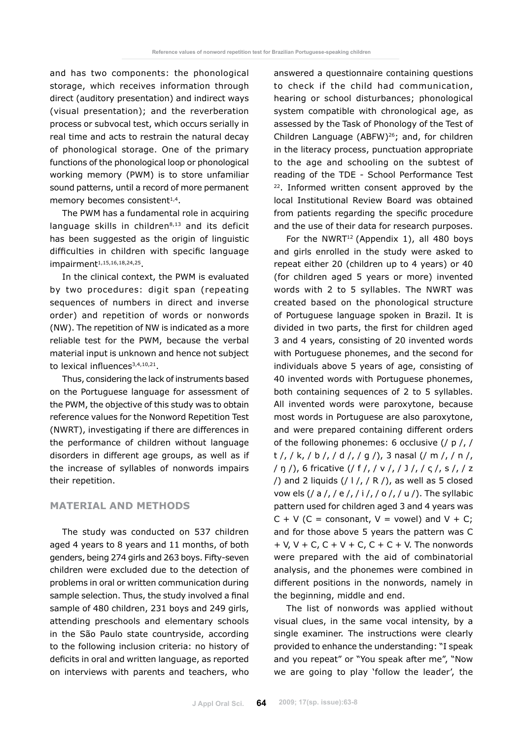and has two components: the phonological storage, which receives information through direct (auditory presentation) and indirect ways (visual presentation); and the reverberation process or subvocal test, which occurs serially in real time and acts to restrain the natural decay of phonological storage. One of the primary functions of the phonological loop or phonological working memory (PWM) is to store unfamiliar sound patterns, until a record of more permanent memory becomes consistent[1,4].

The PWM has a fundamental role in acquiring language skills in children[8,13] and its deficit has been suggested as the origin of linguistic difficulties in children with specific language impairment[1,15,16,18,24,25].

In the clinical context, the PWM is evaluated by two procedures: digit span (repeating sequences of numbers in direct and inverse order) and repetition of words or nonwords (NW). The repetition of NW is indicated as a more reliable test for the PWM, because the verbal material input is unknown and hence not subject to lexical influences[3,4,10,21].

Thus, considering the lack of instruments based on the Portuguese language for assessment of the PWM, the objective of this study was to obtain reference values for the Nonword Repetition Test (NWRT), investigating if there are differences in the performance of children without language disorders in different age groups, as well as if the increase of syllables of nonwords impairs their repetition.

## MATERIAL AND METHODS

The study was conducted on 537 children aged 4 years to 8 years and 11 months, of both genders, being 274 girls and 263 boys. Fifty-seven children were excluded due to the detection of problems in oral or written communication during sample selection. Thus, the study involved a final sample of 480 children, 231 boys and 249 girls, attending preschools and elementary schools in the São Paulo state countryside, according to the following inclusion criteria: no history of deficits in oral and written language, as reported on interviews with parents and teachers, who answered a questionnaire containing questions to check if the child had communication, hearing or school disturbances; phonological system compatible with chronological age, as assessed by the Task of Phonology of the Test of Children Language (ABFW)[26]; and, for children in the literacy process, punctuation appropriate to the age and schooling on the subtest of reading of the TDE - School Performance Test [22]. Informed written consent approved by the local Institutional Review Board was obtained from patients regarding the specific procedure and the use of their data for research purposes.

For the NWRT[12] (Appendix 1), all 480 boys and girls enrolled in the study were asked to repeat either 20 (children up to 4 years) or 40 (for children aged 5 years or more) invented words with 2 to 5 syllables. The NWRT was created based on the phonological structure of Portuguese language spoken in Brazil. It is divided in two parts, the first for children aged 3 and 4 years, consisting of 20 invented words with Portuguese phonemes, and the second for individuals above 5 years of age, consisting of 40 invented words with Portuguese phonemes, both containing sequences of 2 to 5 syllables. All invented words were paroxytone, because most words in Portuguese are also paroxytone, and were prepared containing different orders of the following phonemes: 6 occlusive (/ p /, / t /, / k, / b /, / d /, / g /), 3 nasal (/ m /, / n /, / ŋ /), 6 fricative (/ f /, / v /, / ʃ /, / ç /, s /, / z /) and 2 liquids (/ l /, / R /), as well as 5 closed vow els (/ a /, / e /, / i /, / o /, / u /). The syllabic pattern used for children aged 3 and 4 years was C + V (C = consonant, V = vowel) and V + C; and for those above 5 years the pattern was C + V, V + C, C + V + C, C + C + V. The nonwords were prepared with the aid of combinatorial analysis, and the phonemes were combined in different positions in the nonwords, namely in the beginning, middle and end.

The list of nonwords was applied without visual clues, in the same vocal intensity, by a single examiner. The instructions were clearly provided to enhance the understanding: "I speak and you repeat" or "You speak after me", "Now we are going to play 'follow the leader', the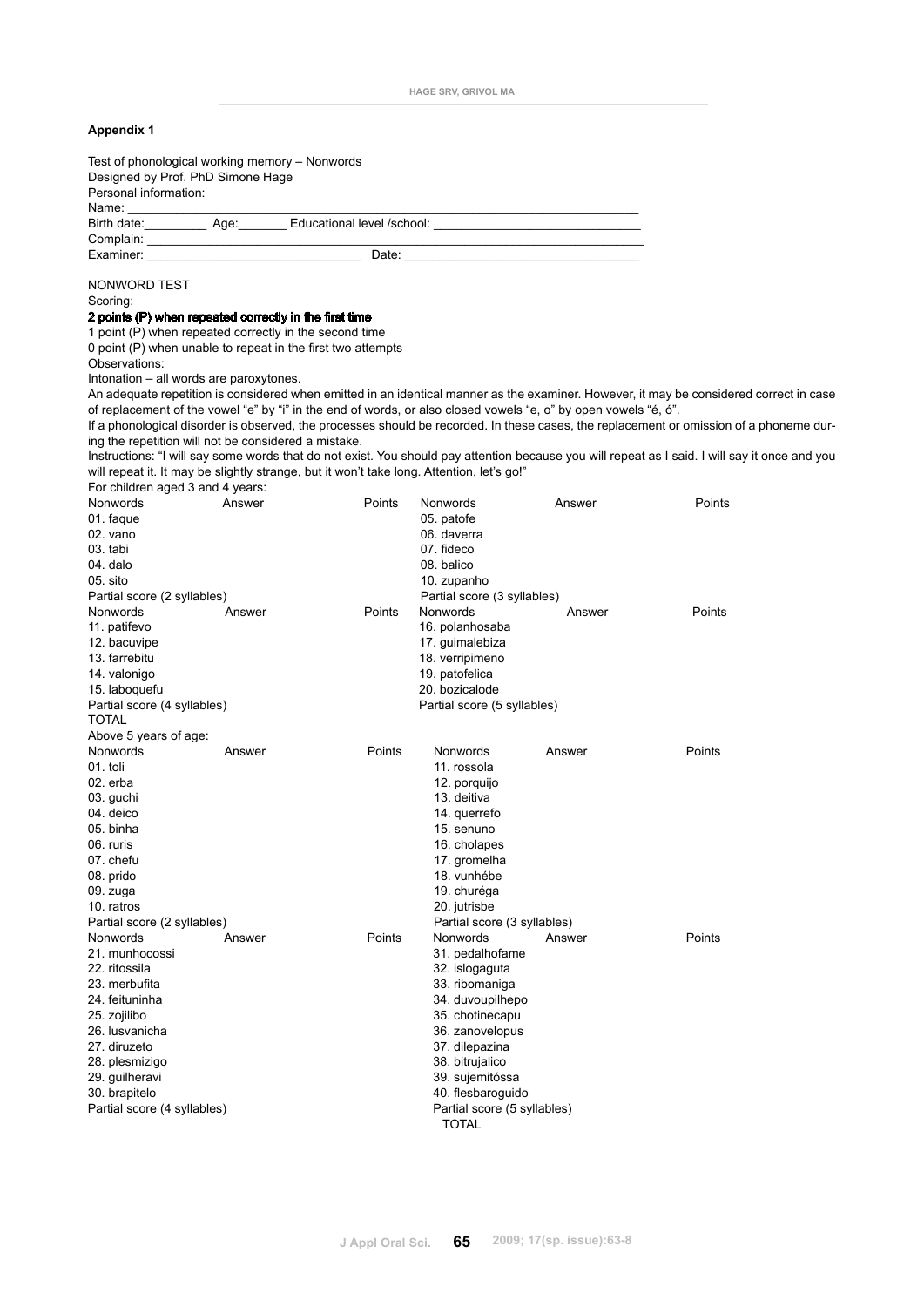### Appendix 1

Test of phonological working memory – Nonwords
Designed by Prof. PhD Simone Hage
Personal information:
Name: ______________________________________________
Birth date:_________ Age:_______ Educational level /school: ____________________________
Complain: ______________________________________________
Examiner: ______________________________ Date: __________________________________

NONWORD TEST

Scoring:

**2 points (P) when repeated correctly in the first time**

1 point (P) when repeated correctly in the second time

0 point (P) when unable to repeat in the first two attempts

Observations:

Intonation – all words are paroxytones.

An adequate repetition is considered when emitted in an identical manner as the examiner. However, it may be considered correct in case of replacement of the vowel "e" by "i" in the end of words, or also closed vowels "e, o" by open vowels "é, ó".

If a phonological disorder is observed, the processes should be recorded. In these cases, the replacement or omission of a phoneme during the repetition will not be considered a mistake.

Instructions: "I will say some words that do not exist. You should pay attention because you will repeat as I said. I will say it once and you will repeat it. It may be slightly strange, but it won't take long. Attention, let's go!"

For children aged 3 and 4 years:

| Nonwords | Answer | Points | Nonwords | Answer | Points |
|---|---|---|---|---|---|
| 01. faque | | | 05. patofe | | |
| 02. vano | | | 06. daverra | | |
| 03. tabi | | | 07. fideco | | |
| 04. dalo | | | 08. balico | | |
| 05. sito | | | 10. zupanho | | |
| Partial score (2 syllables) | | | Partial score (3 syllables) | | |
| **Nonwords** | **Answer** | **Points** | **Nonwords** | **Answer** | **Points** |
| 11. patifevo | | | 16. polanhosaba | | |
| 12. bacuvipe | | | 17. guimalebiza | | |
| 13. farrebitu | | | 18. verripimeno | | |
| 14. valonigo | | | 19. patofelica | | |
| 15. laboquefu | | | 20. bozicalode | | |
| Partial score (4 syllables) | | | Partial score (5 syllables) | | |
| TOTAL | | | | | |

Above 5 years of age:

| Nonwords | Answer | Points | Nonwords | Answer | Points |
|---|---|---|---|---|---|
| 01. toli | | | 11. rossola | | |
| 02. erba | | | 12. porquijo | | |
| 03. guchi | | | 13. deitiva | | |
| 04. deico | | | 14. querrefo | | |
| 05. binha | | | 15. senuno | | |
| 06. ruris | | | 16. cholapes | | |
| 07. chefu | | | 17. gromelha | | |
| 08. prido | | | 18. vunhébe | | |
| 09. zuga | | | 19. churéga | | |
| 10. ratros | | | 20. jutrisbe | | |
| Partial score (2 syllables) | | | Partial score (3 syllables) | | |
| **Nonwords** | **Answer** | **Points** | **Nonwords** | **Answer** | **Points** |
| 21. munhocossi | | | 31. pedalhofame | | |
| 22. ritossila | | | 32. islogaguta | | |
| 23. merbufita | | | 33. ribomaniga | | |
| 24. feituninha | | | 34. duvoupilhepo | | |
| 25. zojilibo | | | 35. chotinecapu | | |
| 26. lusvanicha | | | 36. zanovelopus | | |
| 27. diruzeto | | | 37. dilepazina | | |
| 28. plesmizigo | | | 38. bitrujalico | | |
| 29. guilheravi | | | 39. sujemitóssa | | |
| 30. brapitelo | | | 40. flesbaroguido | | |
| Partial score (4 syllables) | | | Partial score (5 syllables) | | |
| | | | TOTAL | | |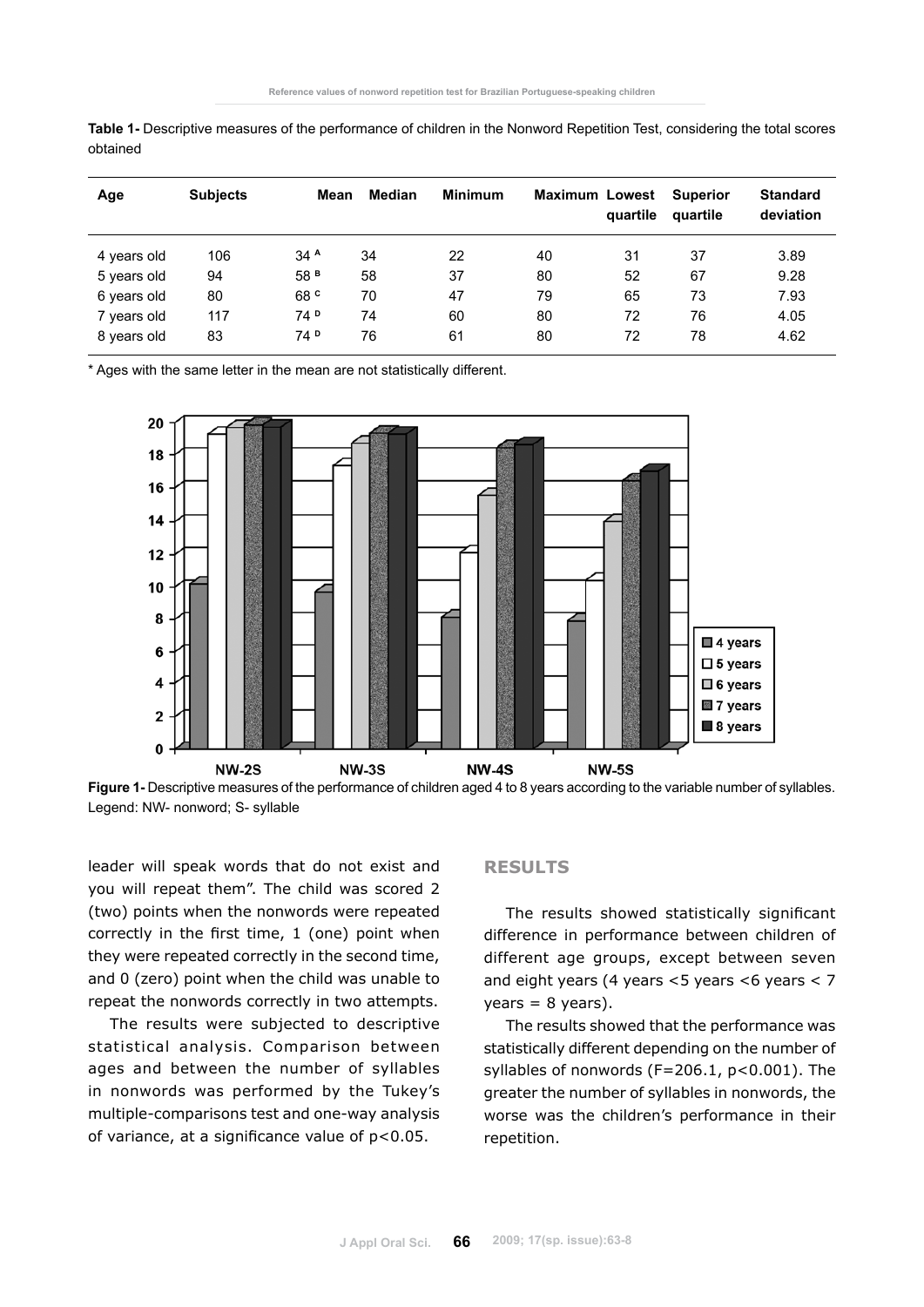**Table 1-** Descriptive measures of the performance of children in the Nonword Repetition Test, considering the total scores obtained

| Age | Subjects | Mean | Median | Minimum | Maximum | Lowest quartile | Superior quartile | Standard deviation |
|---|---|---|---|---|---|---|---|---|
| 4 years old | 106 | 34 [A] | 34 | 22 | 40 | 31 | 37 | 3.89 |
| 5 years old | 94 | 58 [B] | 58 | 37 | 80 | 52 | 67 | 9.28 |
| 6 years old | 80 | 68 [C] | 70 | 47 | 79 | 65 | 73 | 7.93 |
| 7 years old | 117 | 74 [D] | 74 | 60 | 80 | 72 | 76 | 4.05 |
| 8 years old | 83 | 74 [D] | 76 | 61 | 80 | 72 | 78 | 4.62 |

\* Ages with the same letter in the mean are not statistically different.

**Figure 1-** Descriptive measures of the performance of children aged 4 to 8 years according to the variable number of syllables. Legend: NW- nonword; S- syllable

leader will speak words that do not exist and you will repeat them". The child was scored 2 (two) points when the nonwords were repeated correctly in the first time, 1 (one) point when they were repeated correctly in the second time, and 0 (zero) point when the child was unable to repeat the nonwords correctly in two attempts.

The results were subjected to descriptive statistical analysis. Comparison between ages and between the number of syllables in nonwords was performed by the Tukey's multiple-comparisons test and one-way analysis of variance, at a significance value of $p<0.05$.

## RESULTS

The results showed statistically significant difference in performance between children of different age groups, except between seven and eight years (4 years <5 years <6 years < 7 years = 8 years).

The results showed that the performance was statistically different depending on the number of syllables of nonwords ($F=206.1$, $p<0.001$). The greater the number of syllables in nonwords, the worse was the children's performance in their repetition.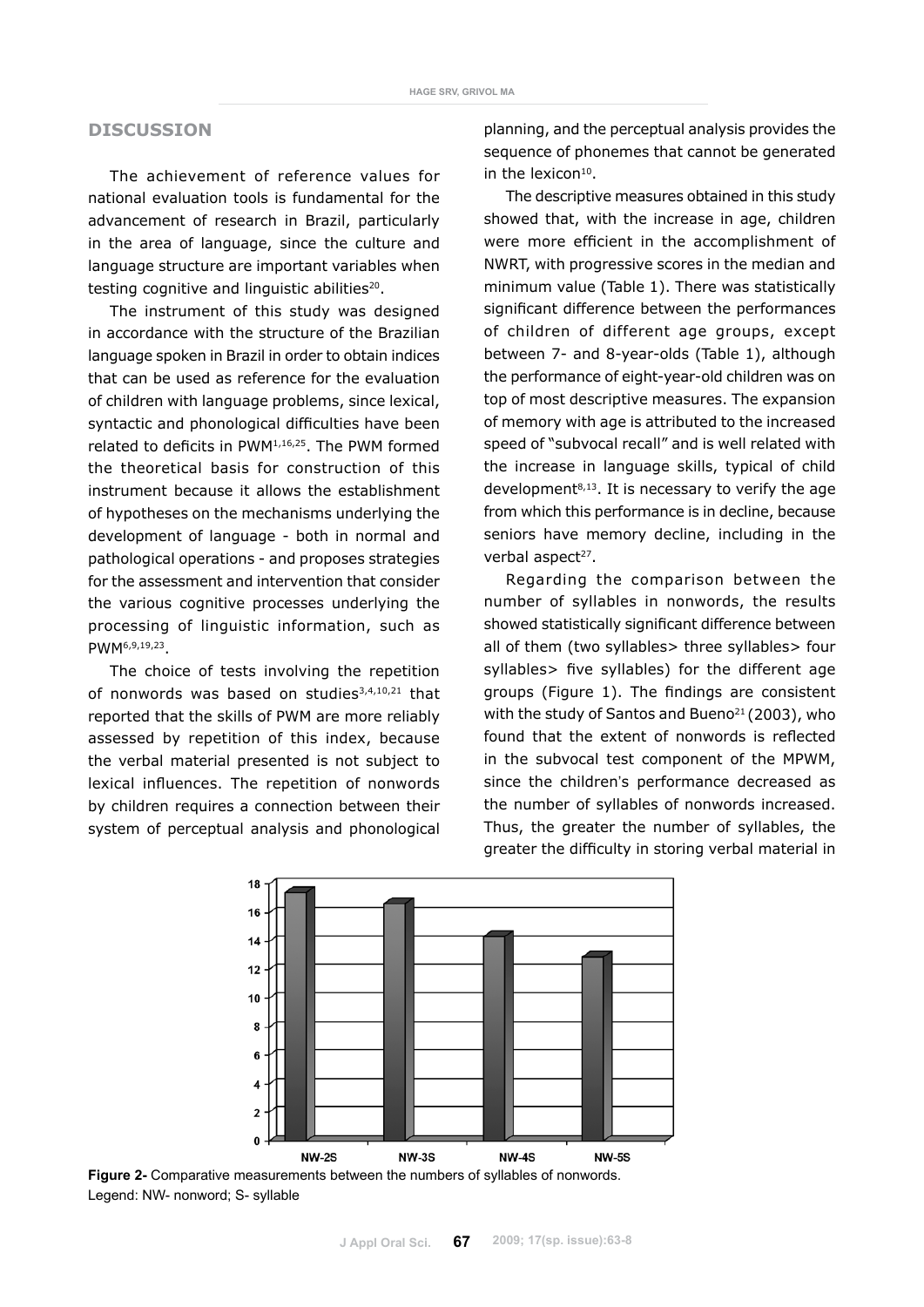## DISCUSSION

The achievement of reference values for national evaluation tools is fundamental for the advancement of research in Brazil, particularly in the area of language, since the culture and language structure are important variables when testing cognitive and linguistic abilities[20].

The instrument of this study was designed in accordance with the structure of the Brazilian language spoken in Brazil in order to obtain indices that can be used as reference for the evaluation of children with language problems, since lexical, syntactic and phonological difficulties have been related to deficits in PWM[1,16,25]. The PWM formed the theoretical basis for construction of this instrument because it allows the establishment of hypotheses on the mechanisms underlying the development of language - both in normal and pathological operations - and proposes strategies for the assessment and intervention that consider the various cognitive processes underlying the processing of linguistic information, such as PWM[6,9,19,23].

The choice of tests involving the repetition of nonwords was based on studies[3,4,10,21] that reported that the skills of PWM are more reliably assessed by repetition of this index, because the verbal material presented is not subject to lexical influences. The repetition of nonwords by children requires a connection between their system of perceptual analysis and phonological planning, and the perceptual analysis provides the sequence of phonemes that cannot be generated in the lexicon[10].

The descriptive measures obtained in this study showed that, with the increase in age, children were more efficient in the accomplishment of NWRT, with progressive scores in the median and minimum value (Table 1). There was statistically significant difference between the performances of children of different age groups, except between 7- and 8-year-olds (Table 1), although the performance of eight-year-old children was on top of most descriptive measures. The expansion of memory with age is attributed to the increased speed of "subvocal recall" and is well related with the increase in language skills, typical of child development[8,13]. It is necessary to verify the age from which this performance is in decline, because seniors have memory decline, including in the verbal aspect[27].

Regarding the comparison between the number of syllables in nonwords, the results showed statistically significant difference between all of them (two syllables> three syllables> four syllables> five syllables) for the different age groups (Figure 1). The findings are consistent with the study of Santos and Bueno[21] (2003), who found that the extent of nonwords is reflected in the subvocal test component of the MPWM, since the children's performance decreased as the number of syllables of nonwords increased. Thus, the greater the number of syllables, the greater the difficulty in storing verbal material in

**Figure 2-** Comparative measurements between the numbers of syllables of nonwords.
Legend: NW- nonword; S- syllable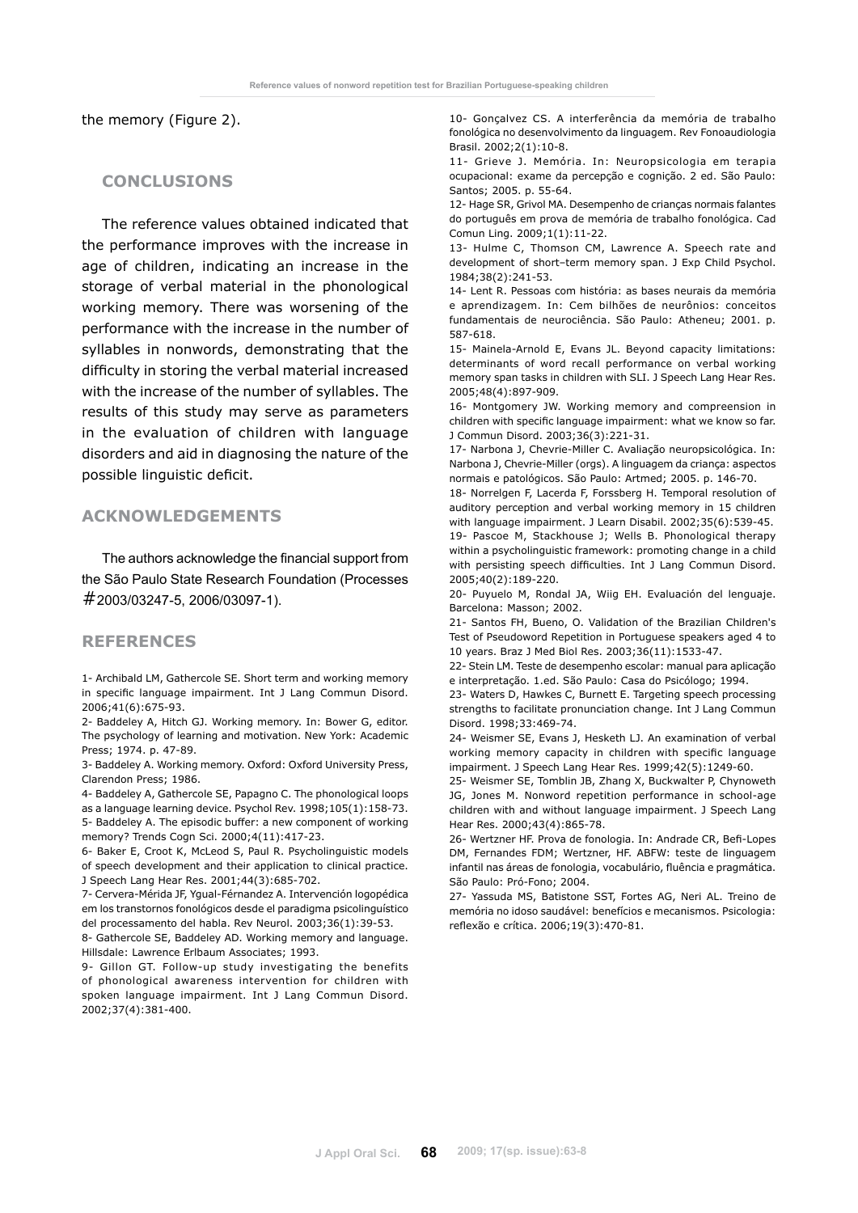the memory (Figure 2).

## CONCLUSIONS

The reference values obtained indicated that the performance improves with the increase in age of children, indicating an increase in the storage of verbal material in the phonological working memory. There was worsening of the performance with the increase in the number of syllables in nonwords, demonstrating that the difficulty in storing the verbal material increased with the increase of the number of syllables. The results of this study may serve as parameters in the evaluation of children with language disorders and aid in diagnosing the nature of the possible linguistic deficit.

## ACKNOWLEDGEMENTS

The authors acknowledge the financial support from the São Paulo State Research Foundation (Processes #2003/03247-5, 2006/03097-1).

## REFERENCES

1- Archibald LM, Gathercole SE. Short term and working memory in specific language impairment. Int J Lang Commun Disord. 2006;41(6):675-93.

2- Baddeley A, Hitch GJ. Working memory. In: Bower G, editor. The psychology of learning and motivation. New York: Academic Press; 1974. p. 47-89.

3- Baddeley A. Working memory. Oxford: Oxford University Press, Clarendon Press; 1986.

4- Baddeley A, Gathercole SE, Papagno C. The phonological loops as a language learning device. Psychol Rev. 1998;105(1):158-73.

5- Baddeley A. The episodic buffer: a new component of working memory? Trends Cogn Sci. 2000;4(11):417-23.

6- Baker E, Croot K, McLeod S, Paul R. Psycholinguistic models of speech development and their application to clinical practice. J Speech Lang Hear Res. 2001;44(3):685-702.

7- Cervera-Mérida JF, Ygual-Férnandez A. Intervención logopédica em los transtornos fonológicos desde el paradigma psicolinguístico del processamento del habla. Rev Neurol. 2003;36(1):39-53.

8- Gathercole SE, Baddeley AD. Working memory and language. Hillsdale: Lawrence Erlbaum Associates; 1993.

9- Gillon GT. Follow-up study investigating the benefits of phonological awareness intervention for children with spoken language impairment. Int J Lang Commun Disord. 2002;37(4):381-400.

10- Gonçalvez CS. A interferência da memória de trabalho fonológica no desenvolvimento da linguagem. Rev Fonoaudiologia Brasil. 2002;2(1):10-8.

11- Grieve J. Memória. In: Neuropsicologia em terapia ocupacional: exame da percepção e cognição. 2 ed. São Paulo: Santos; 2005. p. 55-64.

12- Hage SR, Grivol MA. Desempenho de crianças normais falantes do português em prova de memória de trabalho fonológica. Cad Comun Ling. 2009;1(1):11-22.

13- Hulme C, Thomson CM, Lawrence A. Speech rate and development of short–term memory span. J Exp Child Psychol. 1984;38(2):241-53.

14- Lent R. Pessoas com história: as bases neurais da memória e aprendizagem. In: Cem bilhões de neurônios: conceitos fundamentais de neurociência. São Paulo: Atheneu; 2001. p. 587-618.

15- Mainela-Arnold E, Evans JL. Beyond capacity limitations: determinants of word recall performance on verbal working memory span tasks in children with SLI. J Speech Lang Hear Res. 2005;48(4):897-909.

16- Montgomery JW. Working memory and compreension in children with specific language impairment: what we know so far. J Commun Disord. 2003;36(3):221-31.

17- Narbona J, Chevrie-Miller C. Avaliação neuropsicológica. In: Narbona J, Chevrie-Miller (orgs). A linguagem da criança: aspectos normais e patológicos. São Paulo: Artmed; 2005. p. 146-70.

18- Norrelgen F, Lacerda F, Forssberg H. Temporal resolution of auditory perception and verbal working memory in 15 children with language impairment. J Learn Disabil. 2002;35(6):539-45.

19- Pascoe M, Stackhouse J; Wells B. Phonological therapy within a psycholinguistic framework: promoting change in a child with persisting speech difficulties. Int J Lang Commun Disord. 2005;40(2):189-220.

20- Puyuelo M, Rondal JA, Wiig EH. Evaluación del lenguaje. Barcelona: Masson; 2002.

21- Santos FH, Bueno, O. Validation of the Brazilian Children's Test of Pseudoword Repetition in Portuguese speakers aged 4 to 10 years. Braz J Med Biol Res. 2003;36(11):1533-47.

22- Stein LM. Teste de desempenho escolar: manual para aplicação e interpretação. 1.ed. São Paulo: Casa do Psicólogo; 1994.

23- Waters D, Hawkes C, Burnett E. Targeting speech processing strengths to facilitate pronunciation change. Int J Lang Commun Disord. 1998;33:469-74.

24- Weismer SE, Evans J, Hesketh LJ. An examination of verbal working memory capacity in children with specific language impairment. J Speech Lang Hear Res. 1999;42(5):1249-60.

25- Weismer SE, Tomblin JB, Zhang X, Buckwalter P, Chynoweth JG, Jones M. Nonword repetition performance in school-age children with and without language impairment. J Speech Lang Hear Res. 2000;43(4):865-78.

26- Wertzner HF. Prova de fonologia. In: Andrade CR, Befi-Lopes DM, Fernandes FDM; Wertzner, HF. ABFW: teste de linguagem infantil nas áreas de fonologia, vocabulário, fluência e pragmática. São Paulo: Pró-Fono; 2004.

27- Yassuda MS, Batistone SST, Fortes AG, Neri AL. Treino de memória no idoso saudável: benefícios e mecanismos. Psicologia: reflexão e crítica. 2006;19(3):470-81.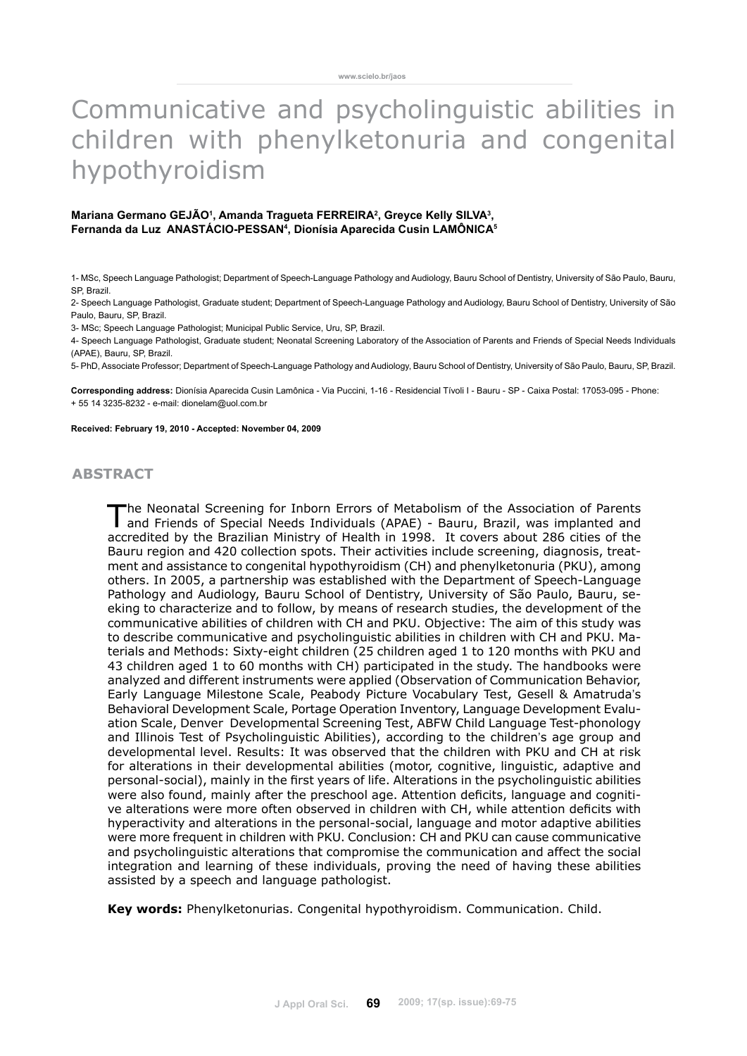# Communicative and psycholinguistic abilities in children with phenylketonuria and congenital hypothyroidism

**Mariana Germano GEJÃO[1], Amanda Tragueta FERREIRA[2], Greyce Kelly SILVA[3], Fernanda da Luz ANASTÁCIO-PESSAN[4], Dionísia Aparecida Cusin LAMÔNICA[5]**

1- MSc, Speech Language Pathologist; Department of Speech-Language Pathology and Audiology, Bauru School of Dentistry, University of São Paulo, Bauru, SP, Brazil.

2- Speech Language Pathologist, Graduate student; Department of Speech-Language Pathology and Audiology, Bauru School of Dentistry, University of São Paulo, Bauru, SP, Brazil.

3- MSc; Speech Language Pathologist; Municipal Public Service, Uru, SP, Brazil.

4- Speech Language Pathologist, Graduate student; Neonatal Screening Laboratory of the Association of Parents and Friends of Special Needs Individuals (APAE), Bauru, SP, Brazil.

5- PhD, Associate Professor; Department of Speech-Language Pathology and Audiology, Bauru School of Dentistry, University of São Paulo, Bauru, SP, Brazil.

**Corresponding address:** Dionísia Aparecida Cusin Lamônica - Via Puccini, 1-16 - Residencial Tívoli I - Bauru - SP - Caixa Postal: 17053-095 - Phone: + 55 14 3235-8232 - e-mail: dionelam@uol.com.br

**Received: February 19, 2010 - Accepted: November 04, 2009**

## ABSTRACT

The Neonatal Screening for Inborn Errors of Metabolism of the Association of Parents and Friends of Special Needs Individuals (APAE) - Bauru, Brazil, was implanted and accredited by the Brazilian Ministry of Health in 1998. It covers about 286 cities of the Bauru region and 420 collection spots. Their activities include screening, diagnosis, treatment and assistance to congenital hypothyroidism (CH) and phenylketonuria (PKU), among others. In 2005, a partnership was established with the Department of Speech-Language Pathology and Audiology, Bauru School of Dentistry, University of São Paulo, Bauru, seeking to characterize and to follow, by means of research studies, the development of the communicative abilities of children with CH and PKU. Objective: The aim of this study was to describe communicative and psycholinguistic abilities in children with CH and PKU. Materials and Methods: Sixty-eight children (25 children aged 1 to 120 months with PKU and 43 children aged 1 to 60 months with CH) participated in the study. The handbooks were analyzed and different instruments were applied (Observation of Communication Behavior, Early Language Milestone Scale, Peabody Picture Vocabulary Test, Gesell & Amatruda's Behavioral Development Scale, Portage Operation Inventory, Language Development Evaluation Scale, Denver Developmental Screening Test, ABFW Child Language Test-phonology and Illinois Test of Psycholinguistic Abilities), according to the children's age group and developmental level. Results: It was observed that the children with PKU and CH at risk for alterations in their developmental abilities (motor, cognitive, linguistic, adaptive and personal-social), mainly in the first years of life. Alterations in the psycholinguistic abilities were also found, mainly after the preschool age. Attention deficits, language and cognitive alterations were more often observed in children with CH, while attention deficits with hyperactivity and alterations in the personal-social, language and motor adaptive abilities were more frequent in children with PKU. Conclusion: CH and PKU can cause communicative and psycholinguistic alterations that compromise the communication and affect the social integration and learning of these individuals, proving the need of having these abilities assisted by a speech and language pathologist.

**Key words:** Phenylketonurias. Congenital hypothyroidism. Communication. Child.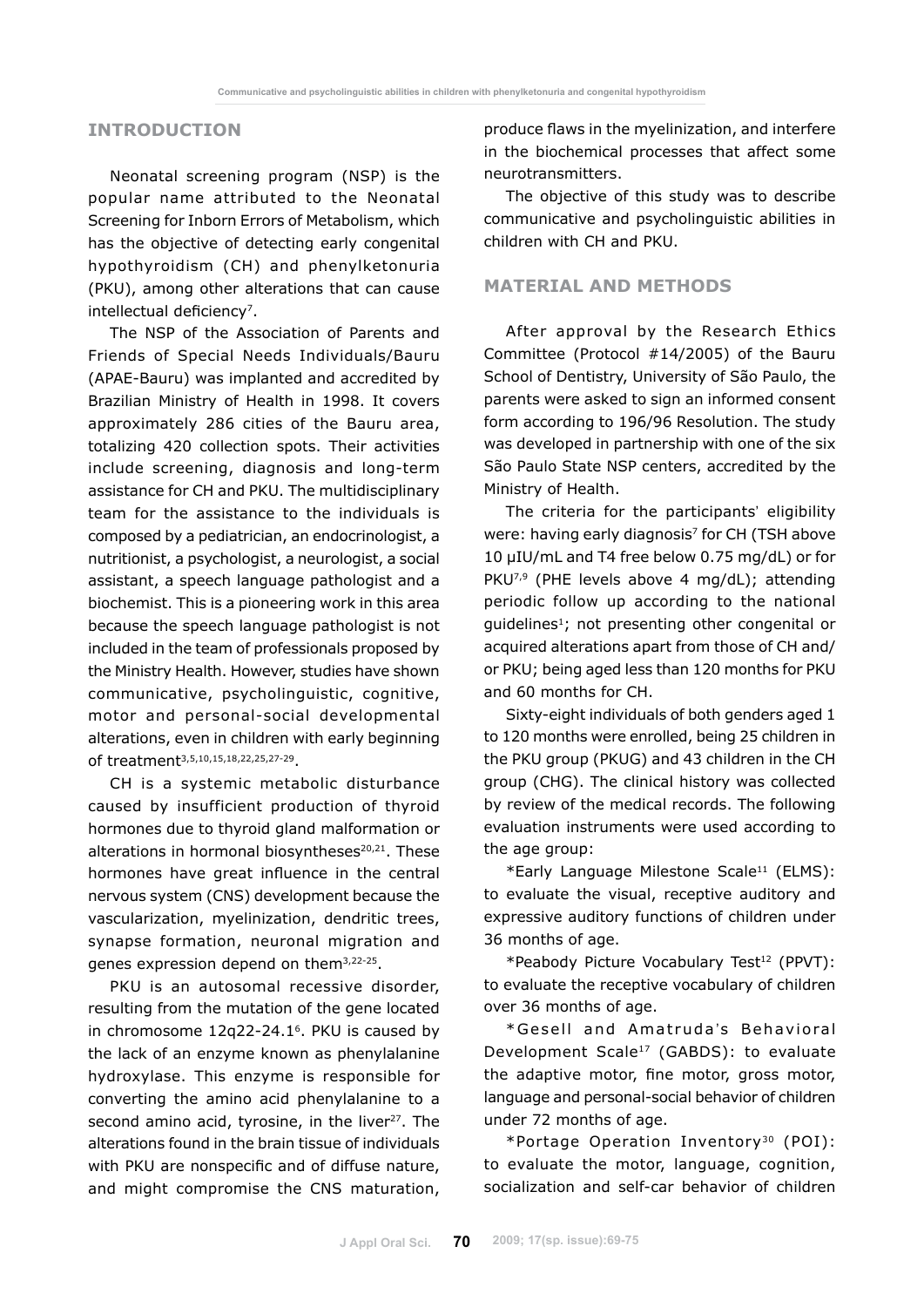## INTRODUCTION

Neonatal screening program (NSP) is the popular name attributed to the Neonatal Screening for Inborn Errors of Metabolism, which has the objective of detecting early congenital hypothyroidism (CH) and phenylketonuria (PKU), among other alterations that can cause intellectual deficiency[7].

The NSP of the Association of Parents and Friends of Special Needs Individuals/Bauru (APAE-Bauru) was implanted and accredited by Brazilian Ministry of Health in 1998. It covers approximately 286 cities of the Bauru area, totalizing 420 collection spots. Their activities include screening, diagnosis and long-term assistance for CH and PKU. The multidisciplinary team for the assistance to the individuals is composed by a pediatrician, an endocrinologist, a nutritionist, a psychologist, a neurologist, a social assistant, a speech language pathologist and a biochemist. This is a pioneering work in this area because the speech language pathologist is not included in the team of professionals proposed by the Ministry Health. However, studies have shown communicative, psycholinguistic, cognitive, motor and personal-social developmental alterations, even in children with early beginning of treatment[3,5,10,15,18,22,25,27-29].

CH is a systemic metabolic disturbance caused by insufficient production of thyroid hormones due to thyroid gland malformation or alterations in hormonal biosyntheses[20,21]. These hormones have great influence in the central nervous system (CNS) development because the vascularization, myelinization, dendritic trees, synapse formation, neuronal migration and genes expression depend on them[3,22-25].

PKU is an autosomal recessive disorder, resulting from the mutation of the gene located in chromosome 12q22-24.1[6]. PKU is caused by the lack of an enzyme known as phenylalanine hydroxylase. This enzyme is responsible for converting the amino acid phenylalanine to a second amino acid, tyrosine, in the liver[27]. The alterations found in the brain tissue of individuals with PKU are nonspecific and of diffuse nature, and might compromise the CNS maturation, produce flaws in the myelinization, and interfere in the biochemical processes that affect some neurotransmitters.

The objective of this study was to describe communicative and psycholinguistic abilities in children with CH and PKU.

## MATERIAL AND METHODS

After approval by the Research Ethics Committee (Protocol #14/2005) of the Bauru School of Dentistry, University of São Paulo, the parents were asked to sign an informed consent form according to 196/96 Resolution. The study was developed in partnership with one of the six São Paulo State NSP centers, accredited by the Ministry of Health.

The criteria for the participants' eligibility were: having early diagnosis[7] for CH (TSH above 10 μIU/mL and T4 free below 0.75 mg/dL) or for PKU[7,9] (PHE levels above 4 mg/dL); attending periodic follow up according to the national guidelines[1]; not presenting other congenital or acquired alterations apart from those of CH and/or PKU; being aged less than 120 months for PKU and 60 months for CH.

Sixty-eight individuals of both genders aged 1 to 120 months were enrolled, being 25 children in the PKU group (PKUG) and 43 children in the CH group (CHG). The clinical history was collected by review of the medical records. The following evaluation instruments were used according to the age group:

*Early Language Milestone Scale[11] (ELMS): to evaluate the visual, receptive auditory and expressive auditory functions of children under 36 months of age.

*Peabody Picture Vocabulary Test[12] (PPVT): to evaluate the receptive vocabulary of children over 36 months of age.

*Gesell and Amatruda's Behavioral Development Scale[17] (GABDS): to evaluate the adaptive motor, fine motor, gross motor, language and personal-social behavior of children under 72 months of age.

*Portage Operation Inventory[30] (POI): to evaluate the motor, language, cognition, socialization and self-car behavior of children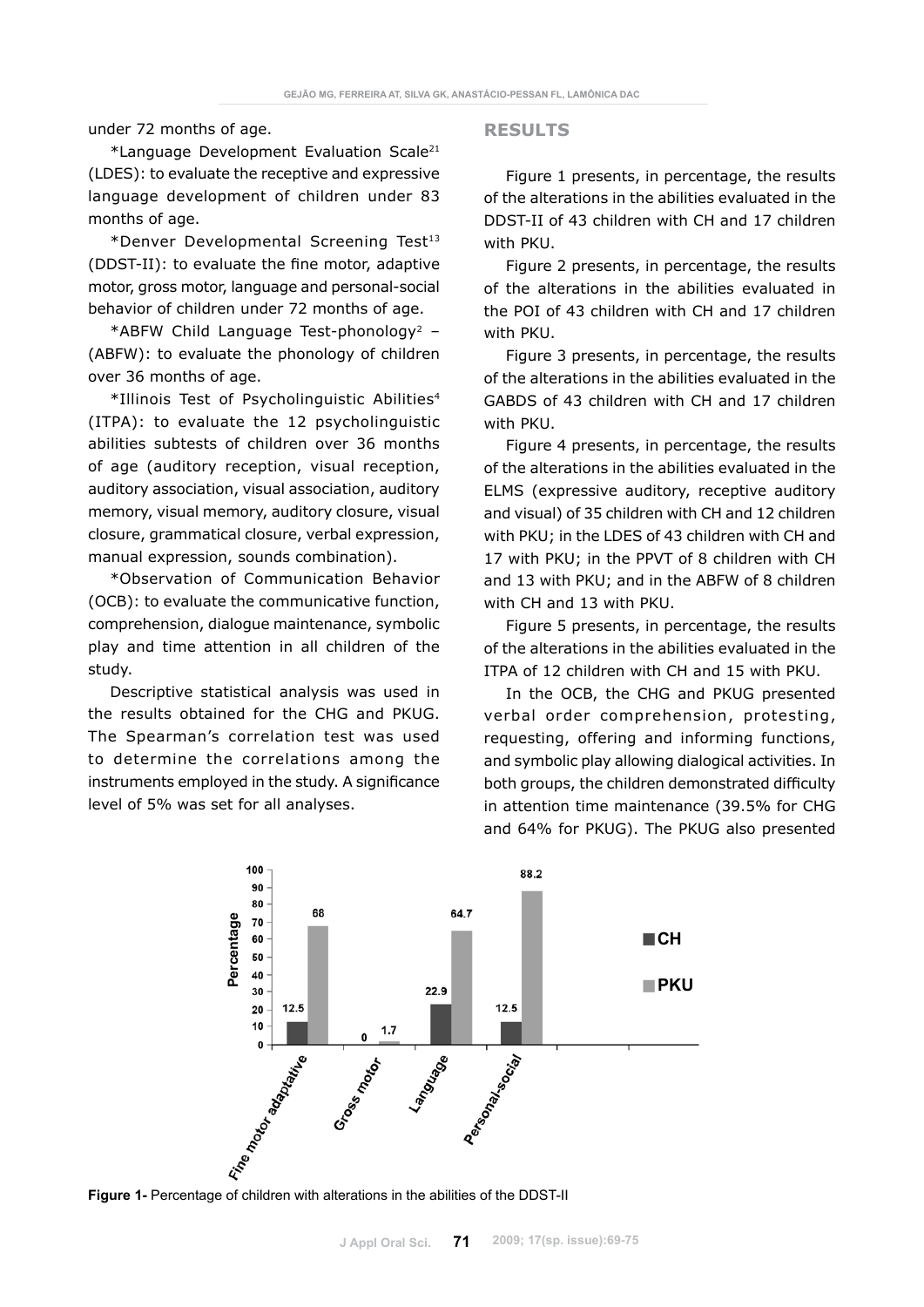under 72 months of age.

*Language Development Evaluation Scale[21] (LDES): to evaluate the receptive and expressive language development of children under 83 months of age.

*Denver Developmental Screening Test[13] (DDST-II): to evaluate the fine motor, adaptive motor, gross motor, language and personal-social behavior of children under 72 months of age.

*ABFW Child Language Test-phonology[2] – (ABFW): to evaluate the phonology of children over 36 months of age.

*Illinois Test of Psycholinguistic Abilities[4] (ITPA): to evaluate the 12 psycholinguistic abilities subtests of children over 36 months of age (auditory reception, visual reception, auditory association, visual association, auditory memory, visual memory, auditory closure, visual closure, grammatical closure, verbal expression, manual expression, sounds combination).

*Observation of Communication Behavior (OCB): to evaluate the communicative function, comprehension, dialogue maintenance, symbolic play and time attention in all children of the study.

Descriptive statistical analysis was used in the results obtained for the CHG and PKUG. The Spearman's correlation test was used to determine the correlations among the instruments employed in the study. A significance level of 5% was set for all analyses.

## RESULTS

Figure 1 presents, in percentage, the results of the alterations in the abilities evaluated in the DDST-II of 43 children with CH and 17 children with PKU.

Figure 2 presents, in percentage, the results of the alterations in the abilities evaluated in the POI of 43 children with CH and 17 children with PKU.

Figure 3 presents, in percentage, the results of the alterations in the abilities evaluated in the GABDS of 43 children with CH and 17 children with PKU.

Figure 4 presents, in percentage, the results of the alterations in the abilities evaluated in the ELMS (expressive auditory, receptive auditory and visual) of 35 children with CH and 12 children with PKU; in the LDES of 43 children with CH and 17 with PKU; in the PPVT of 8 children with CH and 13 with PKU; and in the ABFW of 8 children with CH and 13 with PKU.

Figure 5 presents, in percentage, the results of the alterations in the abilities evaluated in the ITPA of 12 children with CH and 15 with PKU.

In the OCB, the CHG and PKUG presented verbal order comprehension, protesting, requesting, offering and informing functions, and symbolic play allowing dialogical activities. In both groups, the children demonstrated difficulty in attention time maintenance (39.5% for CHG and 64% for PKUG). The PKUG also presented

| Ability | CH | PKU |
|---|---|---|
| Fine motor adaptative | 12.5 | 68 |
| Gross motor | 0 | 1.7 |
| Language | 22.9 | 64.7 |
| Personal-social | 12.5 | 88.2 |

**Figure 1-** Percentage of children with alterations in the abilities of the DDST-II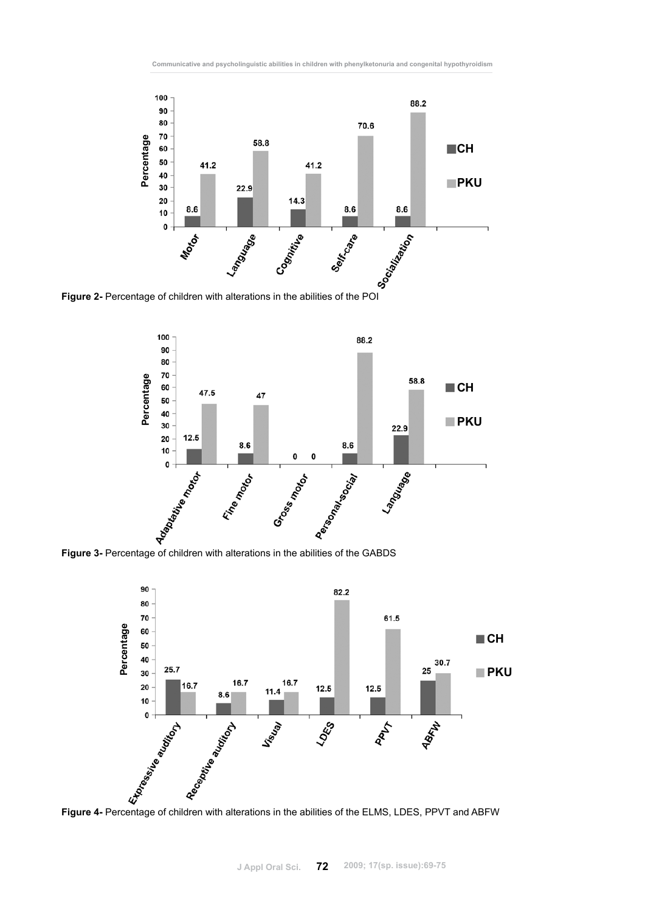Figure 2- Percentage of children with alterations in the abilities of the POI

Figure 3- Percentage of children with alterations in the abilities of the GABDS

Figure 4- Percentage of children with alterations in the abilities of the ELMS, LDES, PPVT and ABFW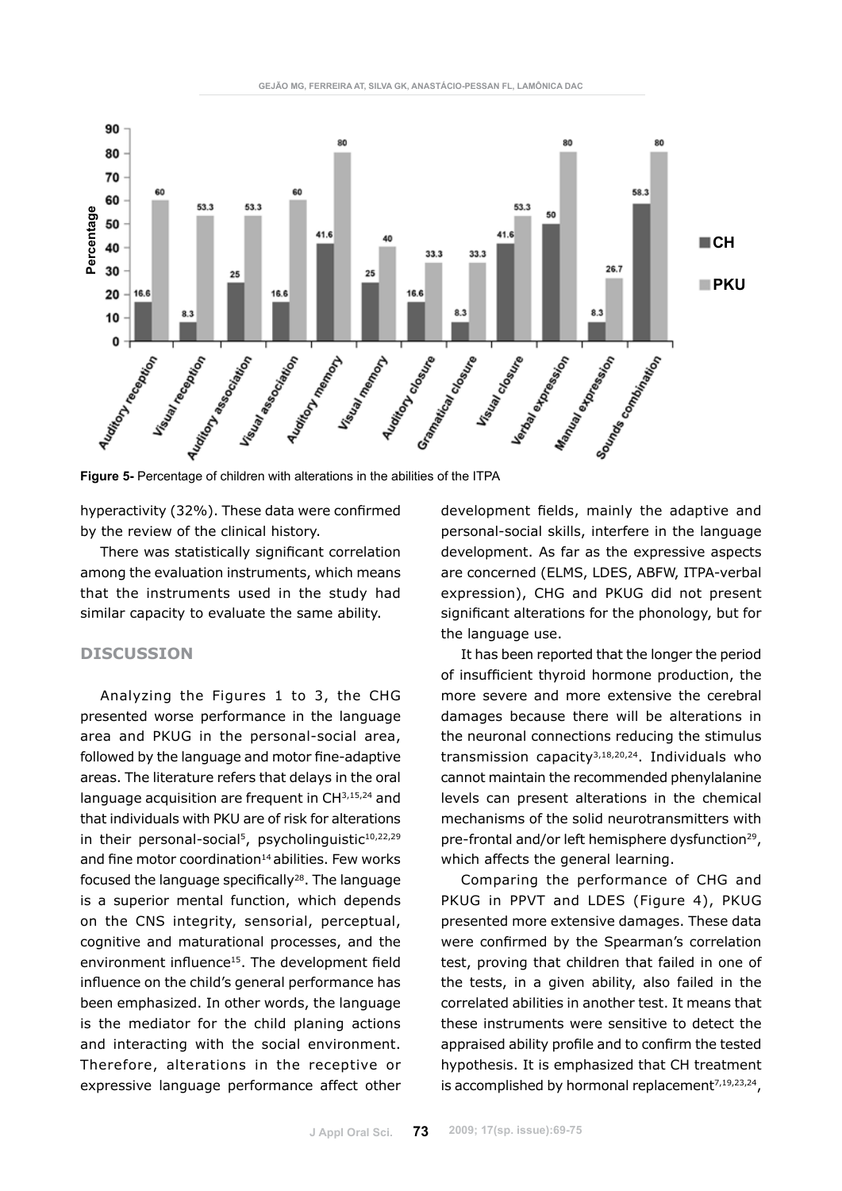Figure 5- Percentage of children with alterations in the abilities of the ITPA

hyperactivity (32%). These data were confirmed by the review of the clinical history.

There was statistically significant correlation among the evaluation instruments, which means that the instruments used in the study had similar capacity to evaluate the same ability.

## DISCUSSION

Analyzing the Figures 1 to 3, the CHG presented worse performance in the language area and PKUG in the personal-social area, followed by the language and motor fine-adaptive areas. The literature refers that delays in the oral language acquisition are frequent in CH[3,15,24] and that individuals with PKU are of risk for alterations in their personal-social[5], psycholinguistic[10,22,29] and fine motor coordination[14] abilities. Few works focused the language specifically[28]. The language is a superior mental function, which depends on the CNS integrity, sensorial, perceptual, cognitive and maturational processes, and the environment influence[15]. The development field influence on the child's general performance has been emphasized. In other words, the language is the mediator for the child planing actions and interacting with the social environment. Therefore, alterations in the receptive or expressive language performance affect other development fields, mainly the adaptive and personal-social skills, interfere in the language development. As far as the expressive aspects are concerned (ELMS, LDES, ABFW, ITPA-verbal expression), CHG and PKUG did not present significant alterations for the phonology, but for the language use.

It has been reported that the longer the period of insufficient thyroid hormone production, the more severe and more extensive the cerebral damages because there will be alterations in the neuronal connections reducing the stimulus transmission capacity[3,18,20,24]. Individuals who cannot maintain the recommended phenylalanine levels can present alterations in the chemical mechanisms of the solid neurotransmitters with pre-frontal and/or left hemisphere dysfunction[29], which affects the general learning.

Comparing the performance of CHG and PKUG in PPVT and LDES (Figure 4), PKUG presented more extensive damages. These data were confirmed by the Spearman's correlation test, proving that children that failed in one of the tests, in a given ability, also failed in the correlated abilities in another test. It means that these instruments were sensitive to detect the appraised ability profile and to confirm the tested hypothesis. It is emphasized that CH treatment is accomplished by hormonal replacement[7,19,23,24],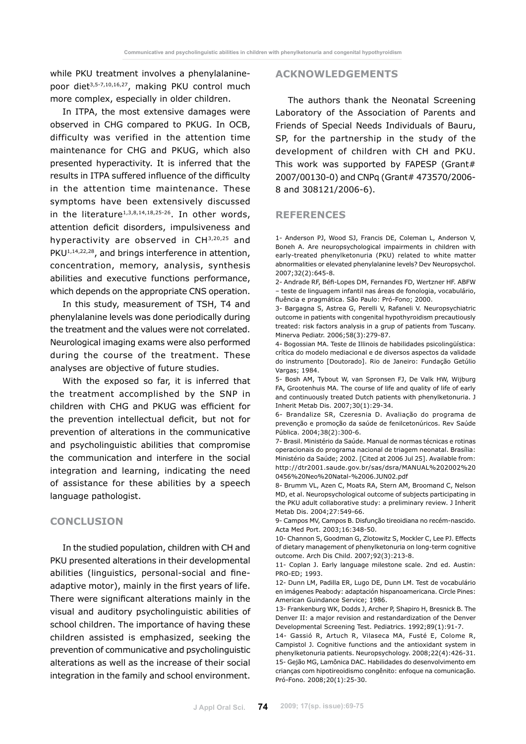while PKU treatment involves a phenylalanine-poor diet[3,5-7,10,16,27], making PKU control much more complex, especially in older children.

In ITPA, the most extensive damages were observed in CHG compared to PKUG. In OCB, difficulty was verified in the attention time maintenance for CHG and PKUG, which also presented hyperactivity. It is inferred that the results in ITPA suffered influence of the difficulty in the attention time maintenance. These symptoms have been extensively discussed in the literature[1,3,8,14,18,25-26]. In other words, attention deficit disorders, impulsiveness and hyperactivity are observed in CH[3,20,25] and PKU[1,14,22,28], and brings interference in attention, concentration, memory, analysis, synthesis abilities and executive functions performance, which depends on the appropriate CNS operation.

In this study, measurement of TSH, T4 and phenylalanine levels was done periodically during the treatment and the values were not correlated. Neurological imaging exams were also performed during the course of the treatment. These analyses are objective of future studies.

With the exposed so far, it is inferred that the treatment accomplished by the SNP in children with CHG and PKUG was efficient for the prevention intellectual deficit, but not for prevention of alterations in the communicative and psycholinguistic abilities that compromise the communication and interfere in the social integration and learning, indicating the need of assistance for these abilities by a speech language pathologist.

## CONCLUSION

In the studied population, children with CH and PKU presented alterations in their developmental abilities (linguistics, personal-social and fine-adaptive motor), mainly in the first years of life. There were significant alterations mainly in the visual and auditory psycholinguistic abilities of school children. The importance of having these children assisted is emphasized, seeking the prevention of communicative and psycholinguistic alterations as well as the increase of their social integration in the family and school environment.

## ACKNOWLEDGEMENTS

The authors thank the Neonatal Screening Laboratory of the Association of Parents and Friends of Special Needs Individuals of Bauru, SP, for the partnership in the study of the development of children with CH and PKU. This work was supported by FAPESP (Grant# 2007/00130-0) and CNPq (Grant# 473570/2006-8 and 308121/2006-6).

## REFERENCES

1- Anderson PJ, Wood SJ, Francis DE, Coleman L, Anderson V, Boneh A. Are neuropsychological impairments in children with early-treated phenylketonuria (PKU) related to white matter abnormalities or elevated phenylalanine levels? Dev Neuropsychol. 2007;32(2):645-8.

2- Andrade RF, Béfi-Lopes DM, Fernandes FD, Wertzner HF. ABFW – teste de linguagem infantil nas áreas de fonologia, vocabulário, fluência e pragmática. São Paulo: Pró-Fono; 2000.

3- Bargagna S, Astrea G, Perelli V, Rafaneli V. Neuropsychiatric outcome in patients with congenital hypothyroidism precautiously treated: risk factors analysis in a grup of patients from Tuscany. Minerva Pediatr. 2006;58(3):279-87.

4- Bogossian MA. Teste de Illinois de habilidades psicolingüística: crítica do modelo mediacional e de diversos aspectos da validade do instrumento [Doutorado]. Rio de Janeiro: Fundação Getúlio Vargas; 1984.

5- Bosh AM, Tybout W, van Spronsen FJ, De Valk HW, Wijburg FA, Grootenhuis MA. The course of life and quality of life of early and continuously treated Dutch patients with phenylketonuria. J Inherit Metab Dis. 2007;30(1):29-34.

6- Brandalize SR, Czeresnia D. Avaliação do programa de prevenção e promoção da saúde de fenilcetonúricos. Rev Saúde Pública. 2004;38(2):300-6.

7- Brasil. Ministério da Saúde. Manual de normas técnicas e rotinas operacionais do programa nacional de triagem neonatal. Brasília: Ministério da Saúde; 2002. [Cited at 2006 Jul 25]. Available from: http://dtr2001.saude.gov.br/sas/dsra/MANUAL%202002%200456%20Neo%20Natal-%2006.JUN02.pdf

8- Brumm VL, Azen C, Moats RA, Stern AM, Broomand C, Nelson MD, et al. Neuropsychological outcome of subjects participating in the PKU adult collaborative study: a preliminary review. J Inherit Metab Dis. 2004;27:549-66.

9- Campos MV, Campos B. Disfunção tireoidiana no recém-nascido. Acta Med Port. 2003;16:348-50.

10- Channon S, Goodman G, Zlotowitz S, Mockler C, Lee PJ. Effects of dietary management of phenylketonuria on long-term cognitive outcome. Arch Dis Child. 2007;92(3):213-8.

11- Coplan J. Early language milestone scale. 2nd ed. Austin: PRO-ED; 1993.

12- Dunn LM, Padilla ER, Lugo DE, Dunn LM. Test de vocabulário en imágenes Peabody: adaptación hispanoamericana. Circle Pines: American Guindance Service; 1986.

13- Frankenburg WK, Dodds J, Archer P, Shapiro H, Bresnick B. The Denver II: a major revision and restandardization of the Denver Developmental Screening Test. Pediatrics. 1992;89(1):91-7.

14- Gassió R, Artuch R, Vilaseca MA, Fusté E, Colome R, Campistol J. Cognitive functions and the antioxidant system in phenylketonuria patients. Neuropsychology. 2008;22(4):426-31.

15- Gejão MG, Lamônica DAC. Habilidades do desenvolvimento em crianças com hipotireoidismo congênito: enfoque na comunicação. Pró-Fono. 2008;20(1):25-30.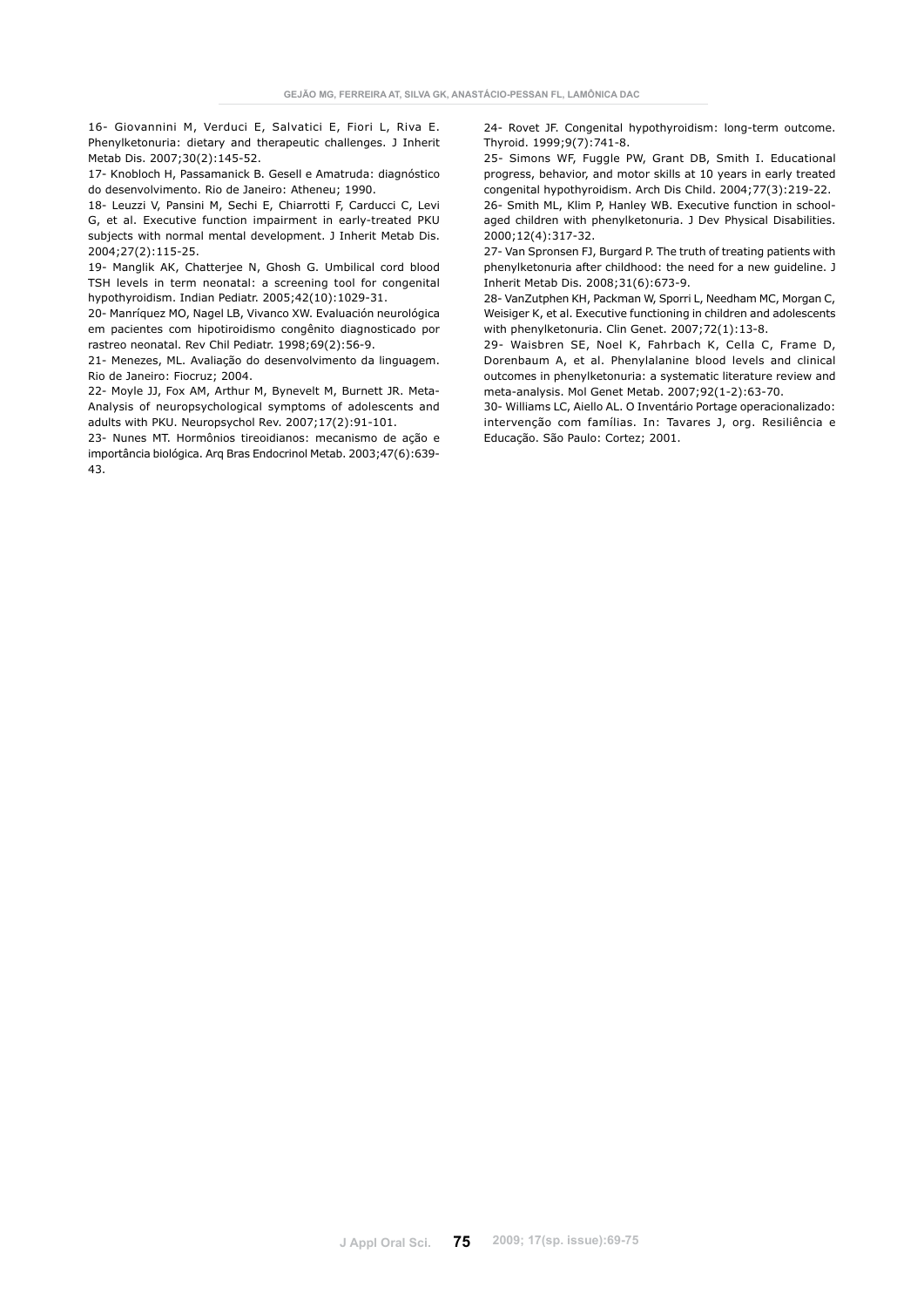16- Giovannini M, Verduci E, Salvatici E, Fiori L, Riva E. Phenylketonuria: dietary and therapeutic challenges. J Inherit Metab Dis. 2007;30(2):145-52.

17- Knobloch H, Passamanick B. Gesell e Amatruda: diagnóstico do desenvolvimento. Rio de Janeiro: Atheneu; 1990.

18- Leuzzi V, Pansini M, Sechi E, Chiarrotti F, Carducci C, Levi G, et al. Executive function impairment in early-treated PKU subjects with normal mental development. J Inherit Metab Dis. 2004;27(2):115-25.

19- Manglik AK, Chatterjee N, Ghosh G. Umbilical cord blood TSH levels in term neonatal: a screening tool for congenital hypothyroidism. Indian Pediatr. 2005;42(10):1029-31.

20- Manríquez MO, Nagel LB, Vivanco XW. Evaluación neurológica em pacientes com hipotiroidismo congênito diagnosticado por rastreo neonatal. Rev Chil Pediatr. 1998;69(2):56-9.

21- Menezes, ML. Avaliação do desenvolvimento da linguagem. Rio de Janeiro: Fiocruz; 2004.

22- Moyle JJ, Fox AM, Arthur M, Bynevelt M, Burnett JR. Meta-Analysis of neuropsychological symptoms of adolescents and adults with PKU. Neuropsychol Rev. 2007;17(2):91-101.

23- Nunes MT. Hormônios tireoidianos: mecanismo de ação e importância biológica. Arq Bras Endocrinol Metab. 2003;47(6):639-43.

24- Rovet JF. Congenital hypothyroidism: long-term outcome. Thyroid. 1999;9(7):741-8.

25- Simons WF, Fuggle PW, Grant DB, Smith I. Educational progress, behavior, and motor skills at 10 years in early treated congenital hypothyroidism. Arch Dis Child. 2004;77(3):219-22.

26- Smith ML, Klim P, Hanley WB. Executive function in school-aged children with phenylketonuria. J Dev Physical Disabilities. 2000;12(4):317-32.

27- Van Spronsen FJ, Burgard P. The truth of treating patients with phenylketonuria after childhood: the need for a new guideline. J Inherit Metab Dis. 2008;31(6):673-9.

28- VanZutphen KH, Packman W, Sporri L, Needham MC, Morgan C, Weisiger K, et al. Executive functioning in children and adolescents with phenylketonuria. Clin Genet. 2007;72(1):13-8.

29- Waisbren SE, Noel K, Fahrbach K, Cella C, Frame D, Dorenbaum A, et al. Phenylalanine blood levels and clinical outcomes in phenylketonuria: a systematic literature review and meta-analysis. Mol Genet Metab. 2007;92(1-2):63-70.

30- Williams LC, Aiello AL. O Inventário Portage operacionalizado: intervenção com famílias. In: Tavares J, org. Resiliência e Educação. São Paulo: Cortez; 2001.